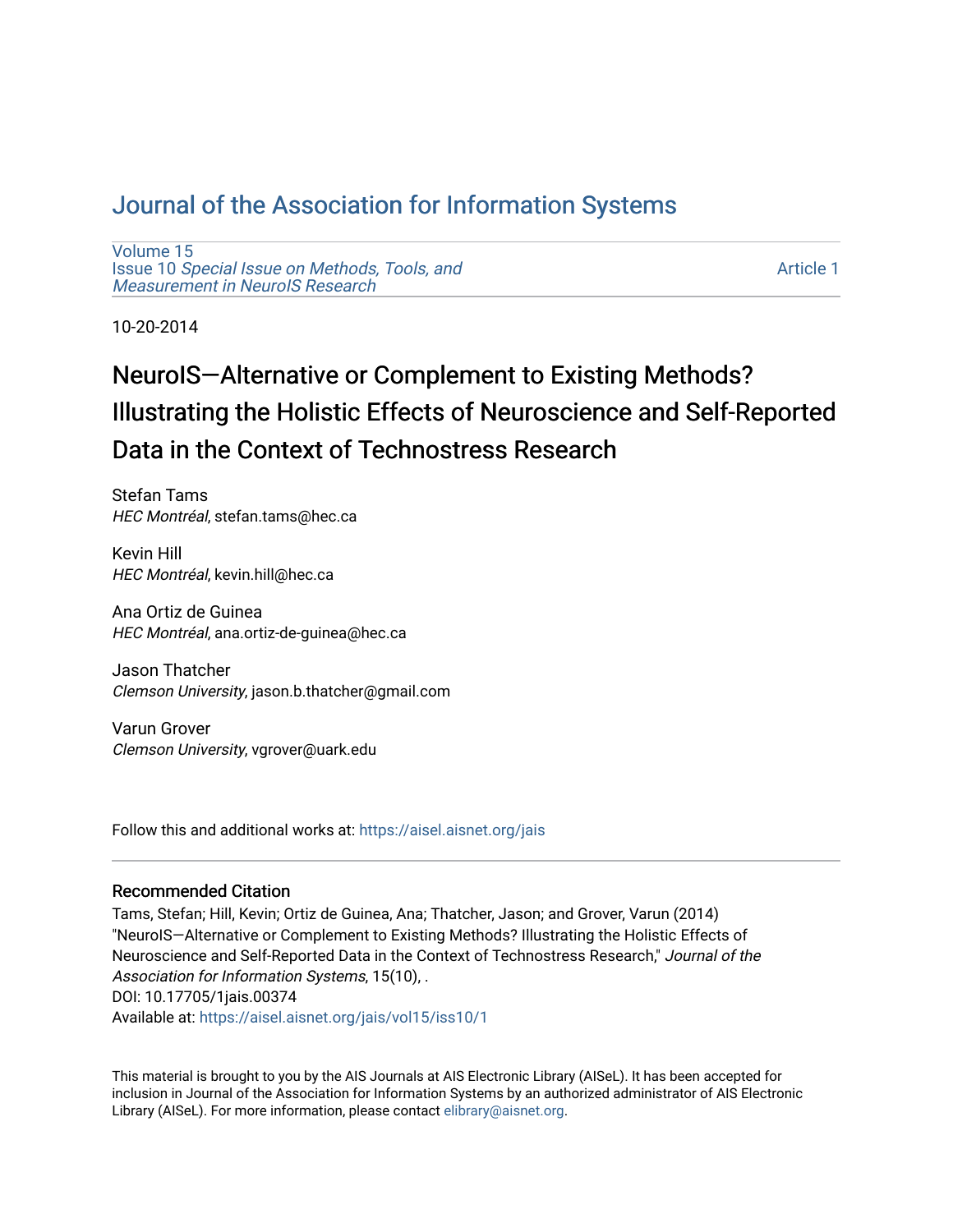# Journal of the Association for Information Systems

Volume 15
Issue 10 *Special Issue on Methods, Tools, and Measurement in NeuroIS Research*

Article 1

10-20-2014

# NeuroIS—Alternative or Complement to Existing Methods? Illustrating the Holistic Effects of Neuroscience and Self-Reported Data in the Context of Technostress Research

Stefan Tams
*HEC Montréal*, stefan.tams@hec.ca

Kevin Hill
*HEC Montréal*, kevin.hill@hec.ca

Ana Ortiz de Guinea
*HEC Montréal*, ana.ortiz-de-guinea@hec.ca

Jason Thatcher
*Clemson University*, jason.b.thatcher@gmail.com

Varun Grover
*Clemson University*, vgrover@uark.edu

Follow this and additional works at: https://aisel.aisnet.org/jais

## Recommended Citation

Tams, Stefan; Hill, Kevin; Ortiz de Guinea, Ana; Thatcher, Jason; and Grover, Varun (2014) "NeuroIS—Alternative or Complement to Existing Methods? Illustrating the Holistic Effects of Neuroscience and Self-Reported Data in the Context of Technostress Research," *Journal of the Association for Information Systems*, 15(10), .
DOI: 10.17705/1jais.00374
Available at: https://aisel.aisnet.org/jais/vol15/iss10/1

This material is brought to you by the AIS Journals at AIS Electronic Library (AISeL). It has been accepted for inclusion in Journal of the Association for Information Systems by an authorized administrator of AIS Electronic Library (AISeL). For more information, please contact elibrary@aisnet.org.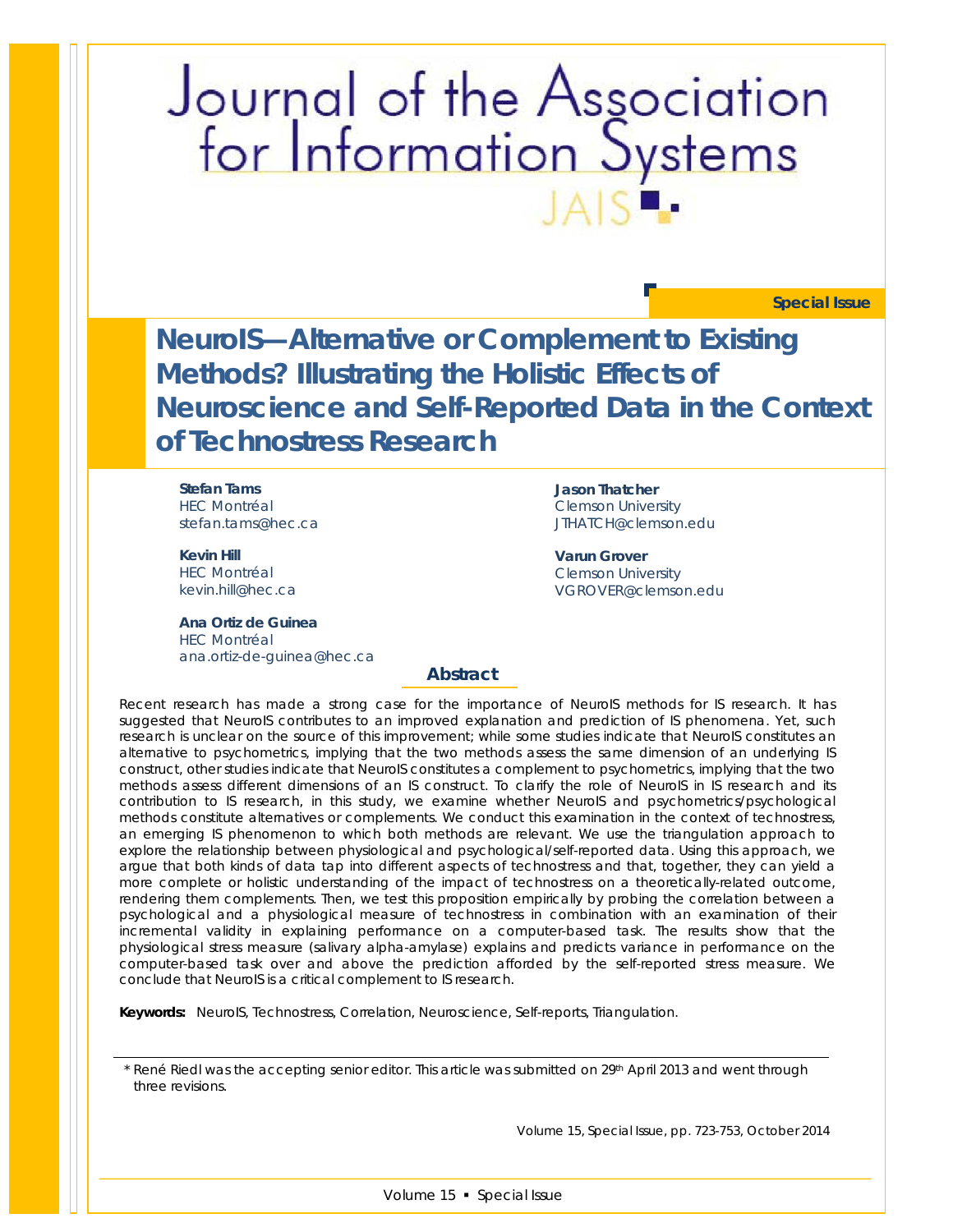# Journal of the Association for Information Systems

JAIS

**Special Issue**

# NeuroIS—Alternative or Complement to Existing Methods? Illustrating the Holistic Effects of Neuroscience and Self-Reported Data in the Context of Technostress Research

**Stefan Tams**
HEC Montréal
stefan.tams@hec.ca

**Kevin Hill**
HEC Montréal
kevin.hill@hec.ca

**Ana Ortiz de Guinea**
HEC Montréal
ana.ortiz-de-guinea@hec.ca

**Jason Thatcher**
Clemson University
JTHATCH@clemson.edu

**Varun Grover**
Clemson University
VGROVER@clemson.edu

## Abstract

Recent research has made a strong case for the importance of NeuroIS methods for IS research. It has suggested that NeuroIS contributes to an improved explanation and prediction of IS phenomena. Yet, such research is unclear on the source of this improvement; while some studies indicate that NeuroIS constitutes an alternative to psychometrics, implying that the two methods assess the same dimension of an underlying IS construct, other studies indicate that NeuroIS constitutes a complement to psychometrics, implying that the two methods assess different dimensions of an IS construct. To clarify the role of NeuroIS in IS research and its contribution to IS research, in this study, we examine whether NeuroIS and psychometrics/psychological methods constitute alternatives or complements. We conduct this examination in the context of technostress, an emerging IS phenomenon to which both methods are relevant. We use the triangulation approach to explore the relationship between physiological and psychological/self-reported data. Using this approach, we argue that both kinds of data tap into different aspects of technostress and that, together, they can yield a more complete or holistic understanding of the impact of technostress on a theoretically-related outcome, rendering them complements. Then, we test this proposition empirically by probing the correlation between a psychological and a physiological measure of technostress in combination with an examination of their incremental validity in explaining performance on a computer-based task. The results show that the physiological stress measure (salivary alpha-amylase) explains and predicts variance in performance on the computer-based task over and above the prediction afforded by the self-reported stress measure. We conclude that NeuroIS is a critical complement to IS research.

**Keywords:** NeuroIS, Technostress, Correlation, Neuroscience, Self-reports, Triangulation.

* René Riedl was the accepting senior editor. This article was submitted on 29th April 2013 and went through three revisions.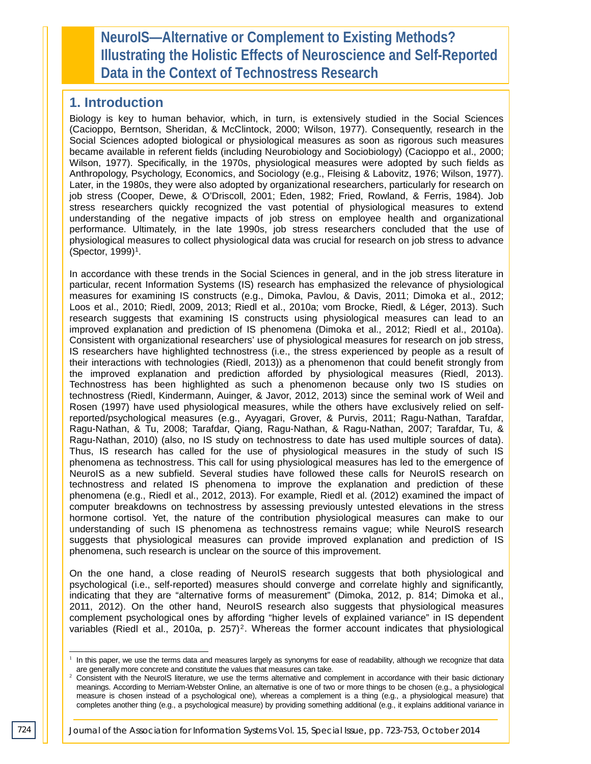# NeuroIS—Alternative or Complement to Existing Methods? Illustrating the Holistic Effects of Neuroscience and Self-Reported Data in the Context of Technostress Research

## 1. Introduction

Biology is key to human behavior, which, in turn, is extensively studied in the Social Sciences (Cacioppo, Berntson, Sheridan, & McClintock, 2000; Wilson, 1977). Consequently, research in the Social Sciences adopted biological or physiological measures as soon as rigorous such measures became available in referent fields (including Neurobiology and Sociobiology) (Cacioppo et al., 2000; Wilson, 1977). Specifically, in the 1970s, physiological measures were adopted by such fields as Anthropology, Psychology, Economics, and Sociology (e.g., Fleising & Labovitz, 1976; Wilson, 1977). Later, in the 1980s, they were also adopted by organizational researchers, particularly for research on job stress (Cooper, Dewe, & O'Driscoll, 2001; Eden, 1982; Fried, Rowland, & Ferris, 1984). Job stress researchers quickly recognized the vast potential of physiological measures to extend understanding of the negative impacts of job stress on employee health and organizational performance. Ultimately, in the late 1990s, job stress researchers concluded that the use of physiological measures to collect physiological data was crucial for research on job stress to advance (Spector, 1999)[1].

In accordance with these trends in the Social Sciences in general, and in the job stress literature in particular, recent Information Systems (IS) research has emphasized the relevance of physiological measures for examining IS constructs (e.g., Dimoka, Pavlou, & Davis, 2011; Dimoka et al., 2012; Loos et al., 2010; Riedl, 2009, 2013; Riedl et al., 2010a; vom Brocke, Riedl, & Léger, 2013). Such research suggests that examining IS constructs using physiological measures can lead to an improved explanation and prediction of IS phenomena (Dimoka et al., 2012; Riedl et al., 2010a). Consistent with organizational researchers' use of physiological measures for research on job stress, IS researchers have highlighted technostress (i.e., the stress experienced by people as a result of their interactions with technologies (Riedl, 2013)) as a phenomenon that could benefit strongly from the improved explanation and prediction afforded by physiological measures (Riedl, 2013). Technostress has been highlighted as such a phenomenon because only two IS studies on technostress (Riedl, Kindermann, Auinger, & Javor, 2012, 2013) since the seminal work of Weil and Rosen (1997) have used physiological measures, while the others have exclusively relied on self-reported/psychological measures (e.g., Ayyagari, Grover, & Purvis, 2011; Ragu-Nathan, Tarafdar, Ragu-Nathan, & Tu, 2008; Tarafdar, Qiang, Ragu-Nathan, & Ragu-Nathan, 2007; Tarafdar, Tu, & Ragu-Nathan, 2010) (also, no IS study on technostress to date has used multiple sources of data). Thus, IS research has called for the use of physiological measures in the study of such IS phenomena as technostress. This call for using physiological measures has led to the emergence of NeuroIS as a new subfield. Several studies have followed these calls for NeuroIS research on technostress and related IS phenomena to improve the explanation and prediction of these phenomena (e.g., Riedl et al., 2012, 2013). For example, Riedl et al. (2012) examined the impact of computer breakdowns on technostress by assessing previously untested elevations in the stress hormone cortisol. Yet, the nature of the contribution physiological measures can make to our understanding of such IS phenomena as technostress remains vague; while NeuroIS research suggests that physiological measures can provide improved explanation and prediction of IS phenomena, such research is unclear on the source of this improvement.

On the one hand, a close reading of NeuroIS research suggests that both physiological and psychological (i.e., self-reported) measures should converge and correlate highly and significantly, indicating that they are "alternative forms of measurement" (Dimoka, 2012, p. 814; Dimoka et al., 2011, 2012). On the other hand, NeuroIS research also suggests that physiological measures complement psychological ones by affording "higher levels of explained variance" in IS dependent variables (Riedl et al., 2010a, p. 257)[2]. Whereas the former account indicates that physiological

---

[1] In this paper, we use the terms data and measures largely as synonyms for ease of readability, although we recognize that data are generally more concrete and constitute the values that measures can take.

[2] Consistent with the NeuroIS literature, we use the terms alternative and complement in accordance with their basic dictionary meanings. According to Merriam-Webster Online, an alternative is one of two or more things to be chosen (e.g., a physiological measure is chosen instead of a psychological one), whereas a complement is a thing (e.g., a physiological measure) that completes another thing (e.g., a psychological measure) by providing something additional (e.g., it explains additional variance in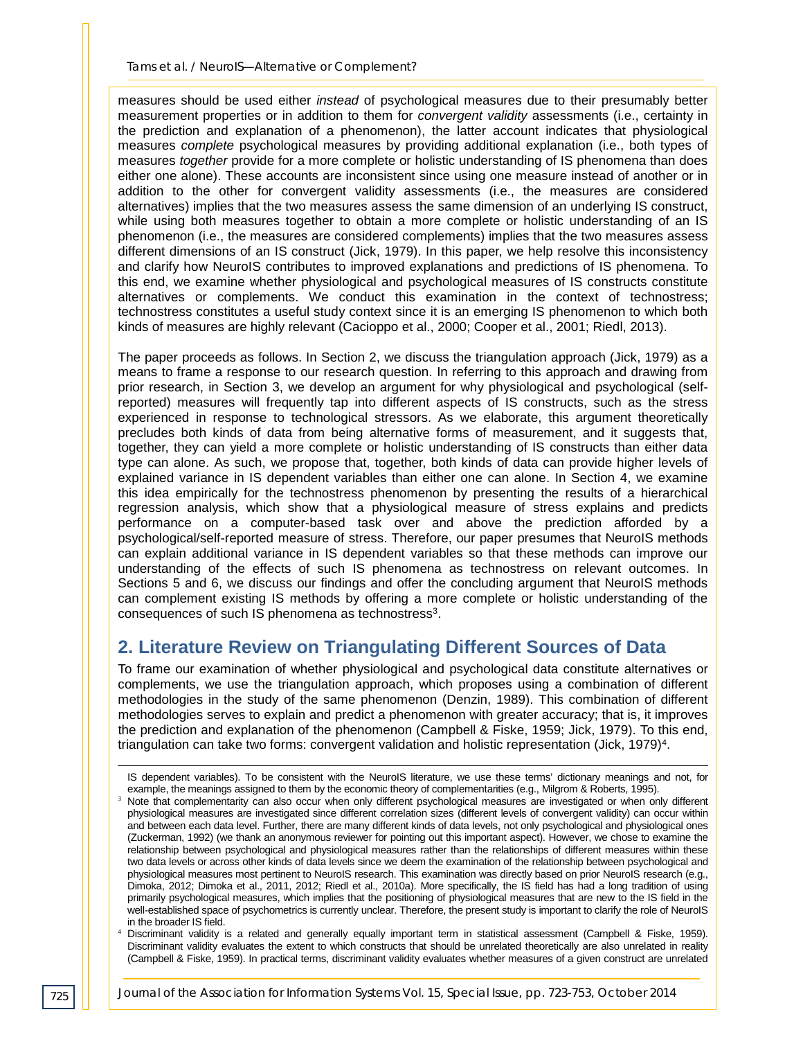measures should be used either *instead* of psychological measures due to their presumably better measurement properties or in addition to them for *convergent validity* assessments (i.e., certainty in the prediction and explanation of a phenomenon), the latter account indicates that physiological measures *complete* psychological measures by providing additional explanation (i.e., both types of measures *together* provide for a more complete or holistic understanding of IS phenomena than does either one alone). These accounts are inconsistent since using one measure instead of another or in addition to the other for convergent validity assessments (i.e., the measures are considered alternatives) implies that the two measures assess the same dimension of an underlying IS construct, while using both measures together to obtain a more complete or holistic understanding of an IS phenomenon (i.e., the measures are considered complements) implies that the two measures assess different dimensions of an IS construct (Jick, 1979). In this paper, we help resolve this inconsistency and clarify how NeuroIS contributes to improved explanations and predictions of IS phenomena. To this end, we examine whether physiological and psychological measures of IS constructs constitute alternatives or complements. We conduct this examination in the context of technostress; technostress constitutes a useful study context since it is an emerging IS phenomenon to which both kinds of measures are highly relevant (Cacioppo et al., 2000; Cooper et al., 2001; Riedl, 2013).

The paper proceeds as follows. In Section 2, we discuss the triangulation approach (Jick, 1979) as a means to frame a response to our research question. In referring to this approach and drawing from prior research, in Section 3, we develop an argument for why physiological and psychological (self-reported) measures will frequently tap into different aspects of IS constructs, such as the stress experienced in response to technological stressors. As we elaborate, this argument theoretically precludes both kinds of data from being alternative forms of measurement, and it suggests that, together, they can yield a more complete or holistic understanding of IS constructs than either data type can alone. As such, we propose that, together, both kinds of data can provide higher levels of explained variance in IS dependent variables than either one can alone. In Section 4, we examine this idea empirically for the technostress phenomenon by presenting the results of a hierarchical regression analysis, which show that a physiological measure of stress explains and predicts performance on a computer-based task over and above the prediction afforded by a psychological/self-reported measure of stress. Therefore, our paper presumes that NeuroIS methods can explain additional variance in IS dependent variables so that these methods can improve our understanding of the effects of such IS phenomena as technostress on relevant outcomes. In Sections 5 and 6, we discuss our findings and offer the concluding argument that NeuroIS methods can complement existing IS methods by offering a more complete or holistic understanding of the consequences of such IS phenomena as technostress[3].

## 2. Literature Review on Triangulating Different Sources of Data

To frame our examination of whether physiological and psychological data constitute alternatives or complements, we use the triangulation approach, which proposes using a combination of different methodologies in the study of the same phenomenon (Denzin, 1989). This combination of different methodologies serves to explain and predict a phenomenon with greater accuracy; that is, it improves the prediction and explanation of the phenomenon (Campbell & Fiske, 1959; Jick, 1979). To this end, triangulation can take two forms: convergent validation and holistic representation (Jick, 1979)[4].

---

IS dependent variables). To be consistent with the NeuroIS literature, we use these terms' dictionary meanings and not, for example, the meanings assigned to them by the economic theory of complementarities (e.g., Milgrom & Roberts, 1995).

[3] Note that complementarity can also occur when only different psychological measures are investigated or when only different physiological measures are investigated since different correlation sizes (different levels of convergent validity) can occur within and between each data level. Further, there are many different kinds of data levels, not only psychological and physiological ones (Zuckerman, 1992) (we thank an anonymous reviewer for pointing out this important aspect). However, we chose to examine the relationship between psychological and physiological measures rather than the relationships of different measures within these two data levels or across other kinds of data levels since we deem the examination of the relationship between psychological and physiological measures most pertinent to NeuroIS research. This examination was directly based on prior NeuroIS research (e.g., Dimoka, 2012; Dimoka et al., 2011, 2012; Riedl et al., 2010a). More specifically, the IS field has had a long tradition of using primarily psychological measures, which implies that the positioning of physiological measures that are new to the IS field in the well-established space of psychometrics is currently unclear. Therefore, the present study is important to clarify the role of NeuroIS in the broader IS field.

[4] Discriminant validity is a related and generally equally important term in statistical assessment (Campbell & Fiske, 1959). Discriminant validity evaluates the extent to which constructs that should be unrelated theoretically are also unrelated in reality (Campbell & Fiske, 1959). In practical terms, discriminant validity evaluates whether measures of a given construct are unrelated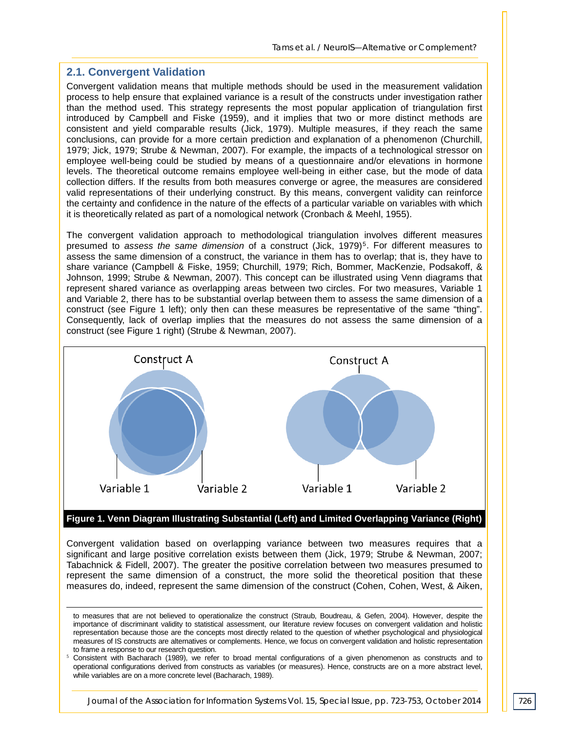## 2.1. Convergent Validation

Convergent validation means that multiple methods should be used in the measurement validation process to help ensure that explained variance is a result of the constructs under investigation rather than the method used. This strategy represents the most popular application of triangulation first introduced by Campbell and Fiske (1959), and it implies that two or more distinct methods are consistent and yield comparable results (Jick, 1979). Multiple measures, if they reach the same conclusions, can provide for a more certain prediction and explanation of a phenomenon (Churchill, 1979; Jick, 1979; Strube & Newman, 2007). For example, the impacts of a technological stressor on employee well-being could be studied by means of a questionnaire and/or elevations in hormone levels. The theoretical outcome remains employee well-being in either case, but the mode of data collection differs. If the results from both measures converge or agree, the measures are considered valid representations of their underlying construct. By this means, convergent validity can reinforce the certainty and confidence in the nature of the effects of a particular variable on variables with which it is theoretically related as part of a nomological network (Cronbach & Meehl, 1955).

The convergent validation approach to methodological triangulation involves different measures presumed to *assess the same dimension* of a construct (Jick, 1979)[5]. For different measures to assess the same dimension of a construct, the variance in them has to overlap; that is, they have to share variance (Campbell & Fiske, 1959; Churchill, 1979; Rich, Bommer, MacKenzie, Podsakoff, & Johnson, 1999; Strube & Newman, 2007). This concept can be illustrated using Venn diagrams that represent shared variance as overlapping areas between two circles. For two measures, Variable 1 and Variable 2, there has to be substantial overlap between them to assess the same dimension of a construct (see Figure 1 left); only then can these measures be representative of the same "thing". Consequently, lack of overlap implies that the measures do not assess the same dimension of a construct (see Figure 1 right) (Strube & Newman, 2007).

Construct A

Variable 1 Variable 2

Construct A

Variable 1 Variable 2

**Figure 1. Venn Diagram Illustrating Substantial (Left) and Limited Overlapping Variance (Right)**

Convergent validation based on overlapping variance between two measures requires that a significant and large positive correlation exists between them (Jick, 1979; Strube & Newman, 2007; Tabachnick & Fidell, 2007). The greater the positive correlation between two measures presumed to represent the same dimension of a construct, the more solid the theoretical position that these measures do, indeed, represent the same dimension of the construct (Cohen, Cohen, West, & Aiken,

---

to measures that are not believed to operationalize the construct (Straub, Boudreau, & Gefen, 2004). However, despite the importance of discriminant validity to statistical assessment, our literature review focuses on convergent validation and holistic representation because those are the concepts most directly related to the question of whether psychological and physiological measures of IS constructs are alternatives or complements. Hence, we focus on convergent validation and holistic representation to frame a response to our research question.

[5] Consistent with Bacharach (1989), we refer to broad mental configurations of a given phenomenon as constructs and to operational configurations derived from constructs as variables (or measures). Hence, constructs are on a more abstract level, while variables are on a more concrete level (Bacharach, 1989).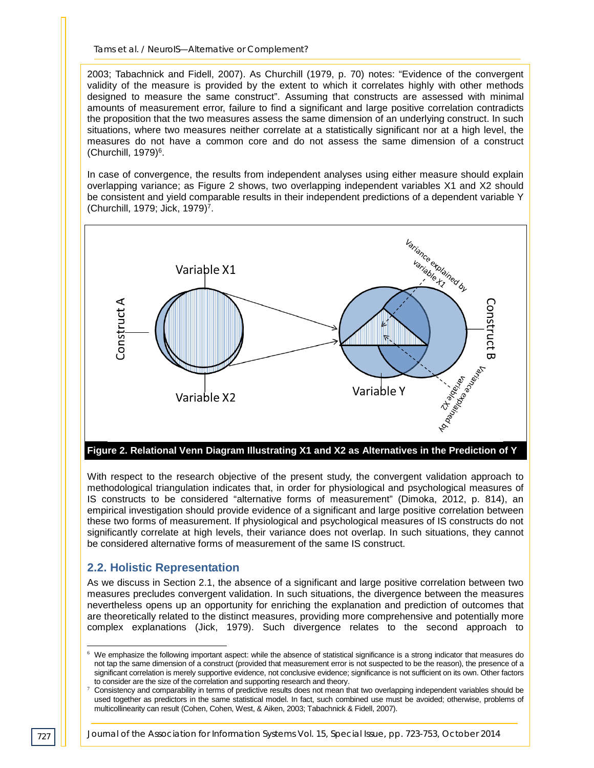2003; Tabachnick and Fidell, 2007). As Churchill (1979, p. 70) notes: "Evidence of the convergent validity of the measure is provided by the extent to which it correlates highly with other methods designed to measure the same construct". Assuming that constructs are assessed with minimal amounts of measurement error, failure to find a significant and large positive correlation contradicts the proposition that the two measures assess the same dimension of an underlying construct. In such situations, where two measures neither correlate at a statistically significant nor at a high level, the measures do not have a common core and do not assess the same dimension of a construct (Churchill, 1979)[6].

In case of convergence, the results from independent analyses using either measure should explain overlapping variance; as Figure 2 shows, two overlapping independent variables X1 and X2 should be consistent and yield comparable results in their independent predictions of a dependent variable Y (Churchill, 1979; Jick, 1979)[7].

**Figure 2. Relational Venn Diagram Illustrating X1 and X2 as Alternatives in the Prediction of Y**

With respect to the research objective of the present study, the convergent validation approach to methodological triangulation indicates that, in order for physiological and psychological measures of IS constructs to be considered "alternative forms of measurement" (Dimoka, 2012, p. 814), an empirical investigation should provide evidence of a significant and large positive correlation between these two forms of measurement. If physiological and psychological measures of IS constructs do not significantly correlate at high levels, their variance does not overlap. In such situations, they cannot be considered alternative forms of measurement of the same IS construct.

## 2.2. Holistic Representation

As we discuss in Section 2.1, the absence of a significant and large positive correlation between two measures precludes convergent validation. In such situations, the divergence between the measures nevertheless opens up an opportunity for enriching the explanation and prediction of outcomes that are theoretically related to the distinct measures, providing more comprehensive and potentially more complex explanations (Jick, 1979). Such divergence relates to the second approach to

---

[6] We emphasize the following important aspect: while the absence of statistical significance is a strong indicator that measures do not tap the same dimension of a construct (provided that measurement error is not suspected to be the reason), the presence of a significant correlation is merely supportive evidence, not conclusive evidence; significance is not sufficient on its own. Other factors to consider are the size of the correlation and supporting research and theory.

[7] Consistency and comparability in terms of predictive results does not mean that two overlapping independent variables should be used together as predictors in the same statistical model. In fact, such combined use must be avoided; otherwise, problems of multicollinearity can result (Cohen, Cohen, West, & Aiken, 2003; Tabachnick & Fidell, 2007).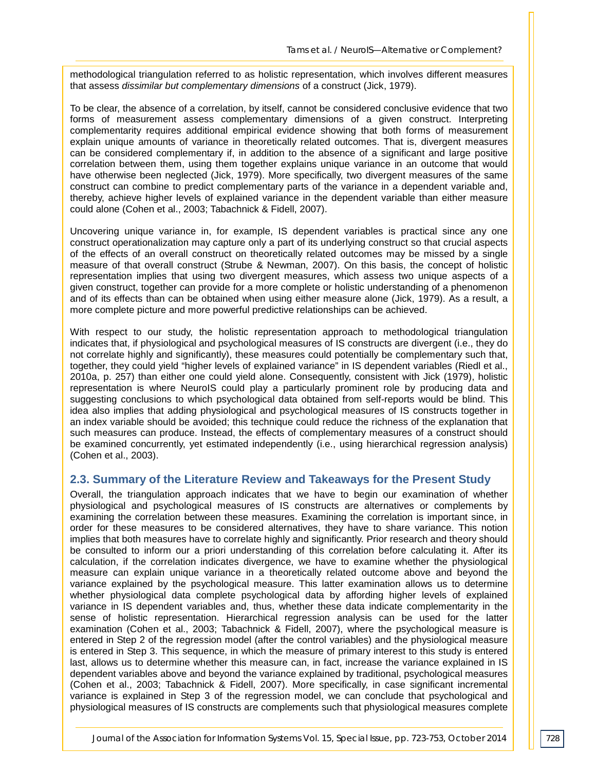methodological triangulation referred to as holistic representation, which involves different measures that assess *dissimilar but complementary dimensions* of a construct (Jick, 1979).

To be clear, the absence of a correlation, by itself, cannot be considered conclusive evidence that two forms of measurement assess complementary dimensions of a given construct. Interpreting complementarity requires additional empirical evidence showing that both forms of measurement explain unique amounts of variance in theoretically related outcomes. That is, divergent measures can be considered complementary if, in addition to the absence of a significant and large positive correlation between them, using them together explains unique variance in an outcome that would have otherwise been neglected (Jick, 1979). More specifically, two divergent measures of the same construct can combine to predict complementary parts of the variance in a dependent variable and, thereby, achieve higher levels of explained variance in the dependent variable than either measure could alone (Cohen et al., 2003; Tabachnick & Fidell, 2007).

Uncovering unique variance in, for example, IS dependent variables is practical since any one construct operationalization may capture only a part of its underlying construct so that crucial aspects of the effects of an overall construct on theoretically related outcomes may be missed by a single measure of that overall construct (Strube & Newman, 2007). On this basis, the concept of holistic representation implies that using two divergent measures, which assess two unique aspects of a given construct, together can provide for a more complete or holistic understanding of a phenomenon and of its effects than can be obtained when using either measure alone (Jick, 1979). As a result, a more complete picture and more powerful predictive relationships can be achieved.

With respect to our study, the holistic representation approach to methodological triangulation indicates that, if physiological and psychological measures of IS constructs are divergent (i.e., they do not correlate highly and significantly), these measures could potentially be complementary such that, together, they could yield "higher levels of explained variance" in IS dependent variables (Riedl et al., 2010a, p. 257) than either one could yield alone. Consequently, consistent with Jick (1979), holistic representation is where NeuroIS could play a particularly prominent role by producing data and suggesting conclusions to which psychological data obtained from self-reports would be blind. This idea also implies that adding physiological and psychological measures of IS constructs together in an index variable should be avoided; this technique could reduce the richness of the explanation that such measures can produce. Instead, the effects of complementary measures of a construct should be examined concurrently, yet estimated independently (i.e., using hierarchical regression analysis) (Cohen et al., 2003).

## 2.3. Summary of the Literature Review and Takeaways for the Present Study

Overall, the triangulation approach indicates that we have to begin our examination of whether physiological and psychological measures of IS constructs are alternatives or complements by examining the correlation between these measures. Examining the correlation is important since, in order for these measures to be considered alternatives, they have to share variance. This notion implies that both measures have to correlate highly and significantly. Prior research and theory should be consulted to inform our a priori understanding of this correlation before calculating it. After its calculation, if the correlation indicates divergence, we have to examine whether the physiological measure can explain unique variance in a theoretically related outcome above and beyond the variance explained by the psychological measure. This latter examination allows us to determine whether physiological data complete psychological data by affording higher levels of explained variance in IS dependent variables and, thus, whether these data indicate complementarity in the sense of holistic representation. Hierarchical regression analysis can be used for the latter examination (Cohen et al., 2003; Tabachnick & Fidell, 2007), where the psychological measure is entered in Step 2 of the regression model (after the control variables) and the physiological measure is entered in Step 3. This sequence, in which the measure of primary interest to this study is entered last, allows us to determine whether this measure can, in fact, increase the variance explained in IS dependent variables above and beyond the variance explained by traditional, psychological measures (Cohen et al., 2003; Tabachnick & Fidell, 2007). More specifically, in case significant incremental variance is explained in Step 3 of the regression model, we can conclude that psychological and physiological measures of IS constructs are complements such that physiological measures complete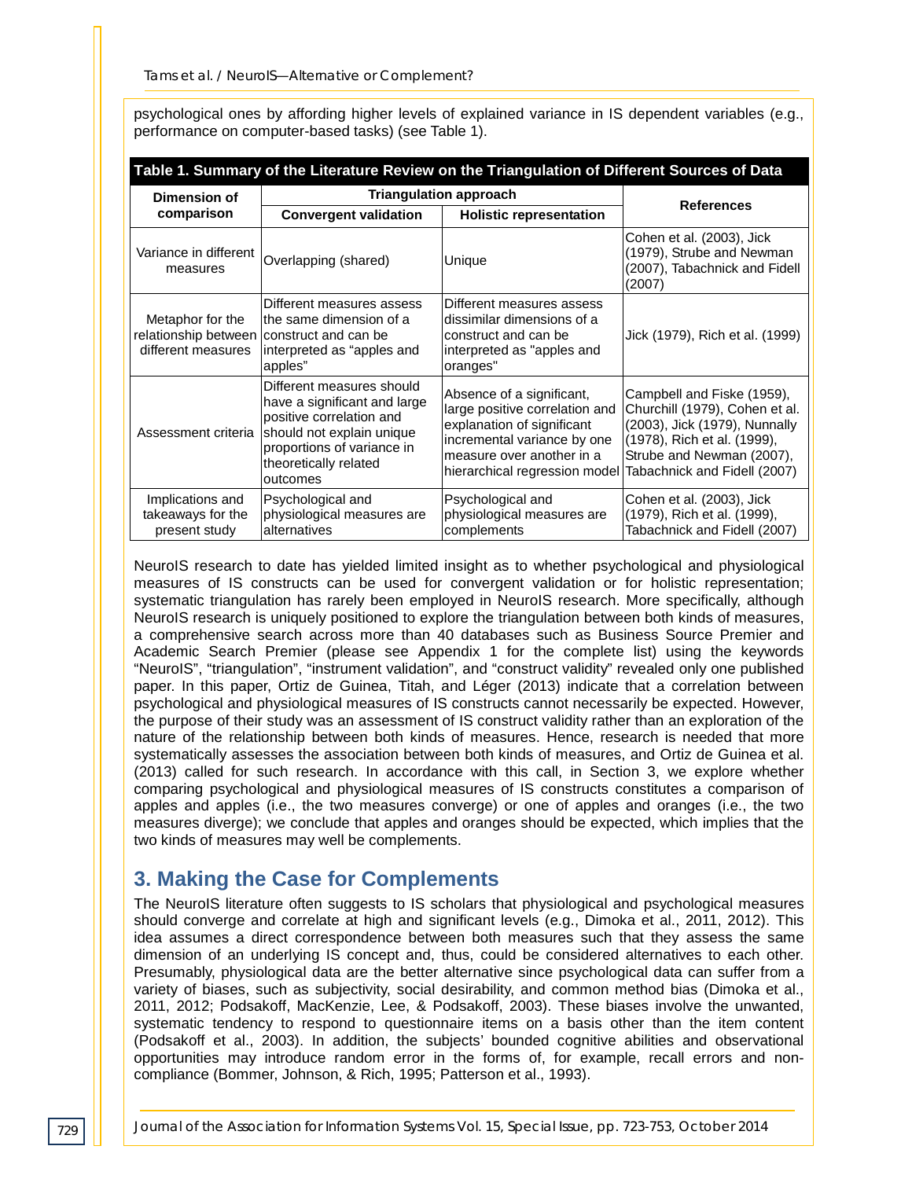psychological ones by affording higher levels of explained variance in IS dependent variables (e.g., performance on computer-based tasks) (see Table 1).

**Table 1. Summary of the Literature Review on the Triangulation of Different Sources of Data**

| Dimension of comparison | Triangulation approach | | References |
|---|---|---|---|
| | Convergent validation | Holistic representation | |
| Variance in different measures | Overlapping (shared) | Unique | Cohen et al. (2003), Jick (1979), Strube and Newman (2007), Tabachnick and Fidell (2007) |
| Metaphor for the relationship between different measures | Different measures assess the same dimension of a construct and can be interpreted as "apples and apples" | Different measures assess dissimilar dimensions of a construct and can be interpreted as "apples and oranges" | Jick (1979), Rich et al. (1999) |
| Assessment criteria | Different measures should have a significant and large positive correlation and should not explain unique proportions of variance in theoretically related outcomes | Absence of a significant, large positive correlation and explanation of significant incremental variance by one measure over another in a hierarchical regression model | Campbell and Fiske (1959), Churchill (1979), Cohen et al. (2003), Jick (1979), Nunnally (1978), Rich et al. (1999), Strube and Newman (2007), Tabachnick and Fidell (2007) |
| Implications and takeaways for the present study | Psychological and physiological measures are alternatives | Psychological and physiological measures are complements | Cohen et al. (2003), Jick (1979), Rich et al. (1999), Tabachnick and Fidell (2007) |

NeuroIS research to date has yielded limited insight as to whether psychological and physiological measures of IS constructs can be used for convergent validation or for holistic representation; systematic triangulation has rarely been employed in NeuroIS research. More specifically, although NeuroIS research is uniquely positioned to explore the triangulation between both kinds of measures, a comprehensive search across more than 40 databases such as Business Source Premier and Academic Search Premier (please see Appendix 1 for the complete list) using the keywords "NeuroIS", "triangulation", "instrument validation", and "construct validity" revealed only one published paper. In this paper, Ortiz de Guinea, Titah, and Léger (2013) indicate that a correlation between psychological and physiological measures of IS constructs cannot necessarily be expected. However, the purpose of their study was an assessment of IS construct validity rather than an exploration of the nature of the relationship between both kinds of measures. Hence, research is needed that more systematically assesses the association between both kinds of measures, and Ortiz de Guinea et al. (2013) called for such research. In accordance with this call, in Section 3, we explore whether comparing psychological and physiological measures of IS constructs constitutes a comparison of apples and apples (i.e., the two measures converge) or one of apples and oranges (i.e., the two measures diverge); we conclude that apples and oranges should be expected, which implies that the two kinds of measures may well be complements.

## 3. Making the Case for Complements

The NeuroIS literature often suggests to IS scholars that physiological and psychological measures should converge and correlate at high and significant levels (e.g., Dimoka et al., 2011, 2012). This idea assumes a direct correspondence between both measures such that they assess the same dimension of an underlying IS concept and, thus, could be considered alternatives to each other. Presumably, physiological data are the better alternative since psychological data can suffer from a variety of biases, such as subjectivity, social desirability, and common method bias (Dimoka et al., 2011, 2012; Podsakoff, MacKenzie, Lee, & Podsakoff, 2003). These biases involve the unwanted, systematic tendency to respond to questionnaire items on a basis other than the item content (Podsakoff et al., 2003). In addition, the subjects' bounded cognitive abilities and observational opportunities may introduce random error in the forms of, for example, recall errors and non-compliance (Bommer, Johnson, & Rich, 1995; Patterson et al., 1993).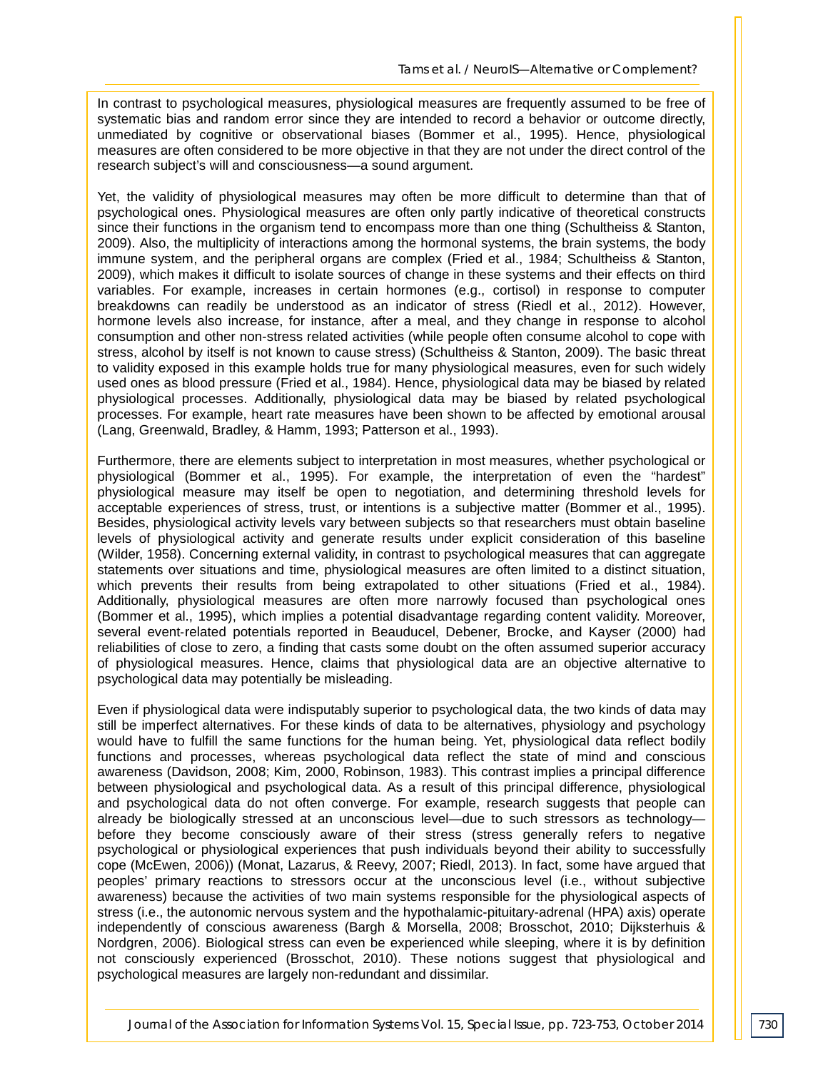In contrast to psychological measures, physiological measures are frequently assumed to be free of systematic bias and random error since they are intended to record a behavior or outcome directly, unmediated by cognitive or observational biases (Bommer et al., 1995). Hence, physiological measures are often considered to be more objective in that they are not under the direct control of the research subject's will and consciousness—a sound argument.

Yet, the validity of physiological measures may often be more difficult to determine than that of psychological ones. Physiological measures are often only partly indicative of theoretical constructs since their functions in the organism tend to encompass more than one thing (Schultheiss & Stanton, 2009). Also, the multiplicity of interactions among the hormonal systems, the brain systems, the body immune system, and the peripheral organs are complex (Fried et al., 1984; Schultheiss & Stanton, 2009), which makes it difficult to isolate sources of change in these systems and their effects on third variables. For example, increases in certain hormones (e.g., cortisol) in response to computer breakdowns can readily be understood as an indicator of stress (Riedl et al., 2012). However, hormone levels also increase, for instance, after a meal, and they change in response to alcohol consumption and other non-stress related activities (while people often consume alcohol to cope with stress, alcohol by itself is not known to cause stress) (Schultheiss & Stanton, 2009). The basic threat to validity exposed in this example holds true for many physiological measures, even for such widely used ones as blood pressure (Fried et al., 1984). Hence, physiological data may be biased by related physiological processes. Additionally, physiological data may be biased by related psychological processes. For example, heart rate measures have been shown to be affected by emotional arousal (Lang, Greenwald, Bradley, & Hamm, 1993; Patterson et al., 1993).

Furthermore, there are elements subject to interpretation in most measures, whether psychological or physiological (Bommer et al., 1995). For example, the interpretation of even the "hardest" physiological measure may itself be open to negotiation, and determining threshold levels for acceptable experiences of stress, trust, or intentions is a subjective matter (Bommer et al., 1995). Besides, physiological activity levels vary between subjects so that researchers must obtain baseline levels of physiological activity and generate results under explicit consideration of this baseline (Wilder, 1958). Concerning external validity, in contrast to psychological measures that can aggregate statements over situations and time, physiological measures are often limited to a distinct situation, which prevents their results from being extrapolated to other situations (Fried et al., 1984). Additionally, physiological measures are often more narrowly focused than psychological ones (Bommer et al., 1995), which implies a potential disadvantage regarding content validity. Moreover, several event-related potentials reported in Beauducel, Debener, Brocke, and Kayser (2000) had reliabilities of close to zero, a finding that casts some doubt on the often assumed superior accuracy of physiological measures. Hence, claims that physiological data are an objective alternative to psychological data may potentially be misleading.

Even if physiological data were indisputably superior to psychological data, the two kinds of data may still be imperfect alternatives. For these kinds of data to be alternatives, physiology and psychology would have to fulfill the same functions for the human being. Yet, physiological data reflect bodily functions and processes, whereas psychological data reflect the state of mind and conscious awareness (Davidson, 2008; Kim, 2000, Robinson, 1983). This contrast implies a principal difference between physiological and psychological data. As a result of this principal difference, physiological and psychological data do not often converge. For example, research suggests that people can already be biologically stressed at an unconscious level—due to such stressors as technology—before they become consciously aware of their stress (stress generally refers to negative psychological or physiological experiences that push individuals beyond their ability to successfully cope (McEwen, 2006)) (Monat, Lazarus, & Reevy, 2007; Riedl, 2013). In fact, some have argued that peoples' primary reactions to stressors occur at the unconscious level (i.e., without subjective awareness) because the activities of two main systems responsible for the physiological aspects of stress (i.e., the autonomic nervous system and the hypothalamic-pituitary-adrenal (HPA) axis) operate independently of conscious awareness (Bargh & Morsella, 2008; Brosschot, 2010; Dijksterhuis & Nordgren, 2006). Biological stress can even be experienced while sleeping, where it is by definition not consciously experienced (Brosschot, 2010). These notions suggest that physiological and psychological measures are largely non-redundant and dissimilar.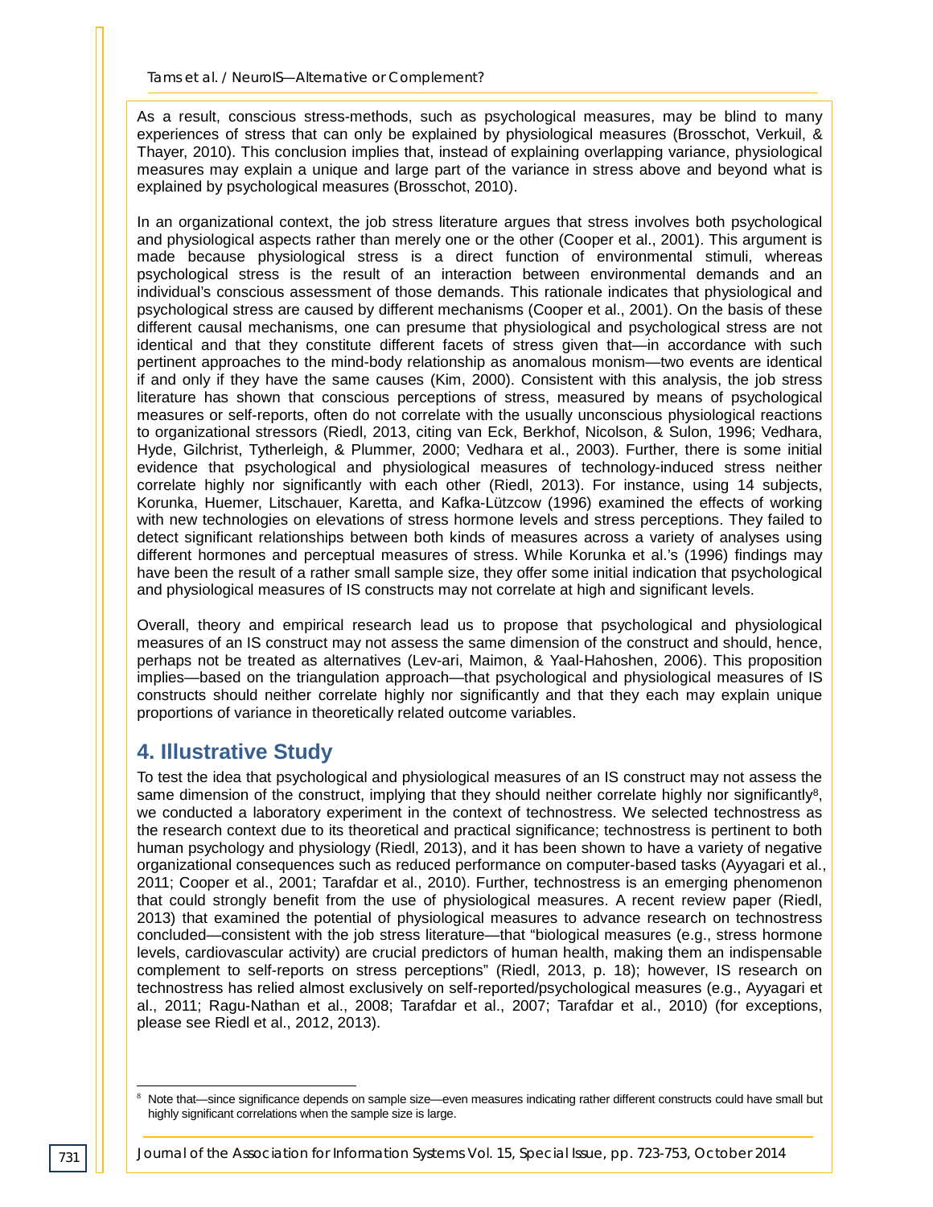As a result, conscious stress-methods, such as psychological measures, may be blind to many experiences of stress that can only be explained by physiological measures (Brosschot, Verkuil, & Thayer, 2010). This conclusion implies that, instead of explaining overlapping variance, physiological measures may explain a unique and large part of the variance in stress above and beyond what is explained by psychological measures (Brosschot, 2010).

In an organizational context, the job stress literature argues that stress involves both psychological and physiological aspects rather than merely one or the other (Cooper et al., 2001). This argument is made because physiological stress is a direct function of environmental stimuli, whereas psychological stress is the result of an interaction between environmental demands and an individual's conscious assessment of those demands. This rationale indicates that physiological and psychological stress are caused by different mechanisms (Cooper et al., 2001). On the basis of these different causal mechanisms, one can presume that physiological and psychological stress are not identical and that they constitute different facets of stress given that—in accordance with such pertinent approaches to the mind-body relationship as anomalous monism—two events are identical if and only if they have the same causes (Kim, 2000). Consistent with this analysis, the job stress literature has shown that conscious perceptions of stress, measured by means of psychological measures or self-reports, often do not correlate with the usually unconscious physiological reactions to organizational stressors (Riedl, 2013, citing van Eck, Berkhof, Nicolson, & Sulon, 1996; Vedhara, Hyde, Gilchrist, Tytherleigh, & Plummer, 2000; Vedhara et al., 2003). Further, there is some initial evidence that psychological and physiological measures of technology-induced stress neither correlate highly nor significantly with each other (Riedl, 2013). For instance, using 14 subjects, Korunka, Huemer, Litschauer, Karetta, and Kafka-Lützcow (1996) examined the effects of working with new technologies on elevations of stress hormone levels and stress perceptions. They failed to detect significant relationships between both kinds of measures across a variety of analyses using different hormones and perceptual measures of stress. While Korunka et al.'s (1996) findings may have been the result of a rather small sample size, they offer some initial indication that psychological and physiological measures of IS constructs may not correlate at high and significant levels.

Overall, theory and empirical research lead us to propose that psychological and physiological measures of an IS construct may not assess the same dimension of the construct and should, hence, perhaps not be treated as alternatives (Lev-ari, Maimon, & Yaal-Hahoshen, 2006). This proposition implies—based on the triangulation approach—that psychological and physiological measures of IS constructs should neither correlate highly nor significantly and that they each may explain unique proportions of variance in theoretically related outcome variables.

## 4. Illustrative Study

To test the idea that psychological and physiological measures of an IS construct may not assess the same dimension of the construct, implying that they should neither correlate highly nor significantly[8], we conducted a laboratory experiment in the context of technostress. We selected technostress as the research context due to its theoretical and practical significance; technostress is pertinent to both human psychology and physiology (Riedl, 2013), and it has been shown to have a variety of negative organizational consequences such as reduced performance on computer-based tasks (Ayyagari et al., 2011; Cooper et al., 2001; Tarafdar et al., 2010). Further, technostress is an emerging phenomenon that could strongly benefit from the use of physiological measures. A recent review paper (Riedl, 2013) that examined the potential of physiological measures to advance research on technostress concluded—consistent with the job stress literature—that "biological measures (e.g., stress hormone levels, cardiovascular activity) are crucial predictors of human health, making them an indispensable complement to self-reports on stress perceptions" (Riedl, 2013, p. 18); however, IS research on technostress has relied almost exclusively on self-reported/psychological measures (e.g., Ayyagari et al., 2011; Ragu-Nathan et al., 2008; Tarafdar et al., 2007; Tarafdar et al., 2010) (for exceptions, please see Riedl et al., 2012, 2013).

[8] Note that—since significance depends on sample size—even measures indicating rather different constructs could have small but highly significant correlations when the sample size is large.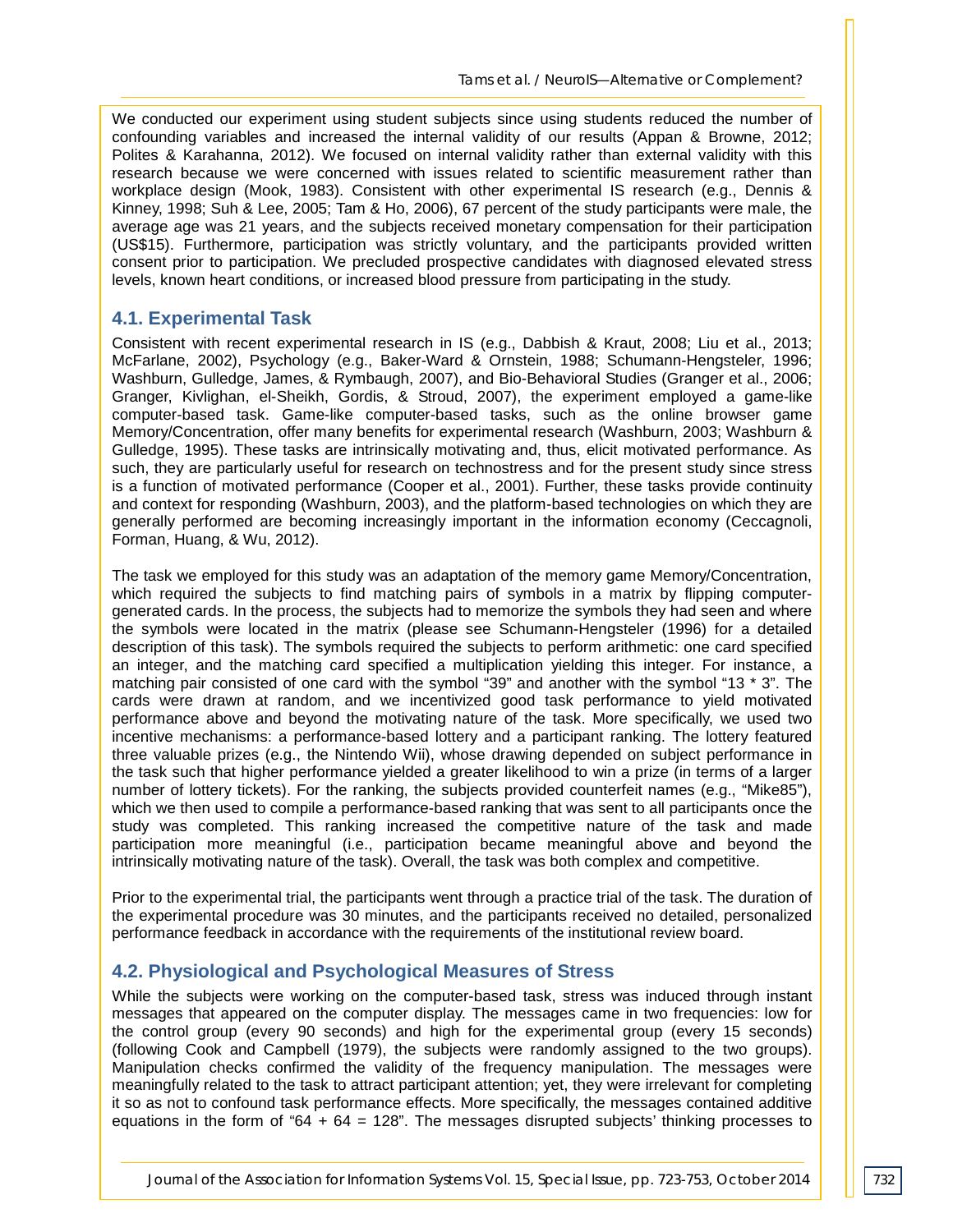We conducted our experiment using student subjects since using students reduced the number of confounding variables and increased the internal validity of our results (Appan & Browne, 2012; Polites & Karahanna, 2012). We focused on internal validity rather than external validity with this research because we were concerned with issues related to scientific measurement rather than workplace design (Mook, 1983). Consistent with other experimental IS research (e.g., Dennis & Kinney, 1998; Suh & Lee, 2005; Tam & Ho, 2006), 67 percent of the study participants were male, the average age was 21 years, and the subjects received monetary compensation for their participation (US$15). Furthermore, participation was strictly voluntary, and the participants provided written consent prior to participation. We precluded prospective candidates with diagnosed elevated stress levels, known heart conditions, or increased blood pressure from participating in the study.

## 4.1. Experimental Task

Consistent with recent experimental research in IS (e.g., Dabbish & Kraut, 2008; Liu et al., 2013; McFarlane, 2002), Psychology (e.g., Baker-Ward & Ornstein, 1988; Schumann-Hengsteler, 1996; Washburn, Gulledge, James, & Rymbaugh, 2007), and Bio-Behavioral Studies (Granger et al., 2006; Granger, Kivlighan, el-Sheikh, Gordis, & Stroud, 2007), the experiment employed a game-like computer-based task. Game-like computer-based tasks, such as the online browser game Memory/Concentration, offer many benefits for experimental research (Washburn, 2003; Washburn & Gulledge, 1995). These tasks are intrinsically motivating and, thus, elicit motivated performance. As such, they are particularly useful for research on technostress and for the present study since stress is a function of motivated performance (Cooper et al., 2001). Further, these tasks provide continuity and context for responding (Washburn, 2003), and the platform-based technologies on which they are generally performed are becoming increasingly important in the information economy (Ceccagnoli, Forman, Huang, & Wu, 2012).

The task we employed for this study was an adaptation of the memory game Memory/Concentration, which required the subjects to find matching pairs of symbols in a matrix by flipping computer-generated cards. In the process, the subjects had to memorize the symbols they had seen and where the symbols were located in the matrix (please see Schumann-Hengsteler (1996) for a detailed description of this task). The symbols required the subjects to perform arithmetic: one card specified an integer, and the matching card specified a multiplication yielding this integer. For instance, a matching pair consisted of one card with the symbol "39" and another with the symbol "13 * 3". The cards were drawn at random, and we incentivized good task performance to yield motivated performance above and beyond the motivating nature of the task. More specifically, we used two incentive mechanisms: a performance-based lottery and a participant ranking. The lottery featured three valuable prizes (e.g., the Nintendo Wii), whose drawing depended on subject performance in the task such that higher performance yielded a greater likelihood to win a prize (in terms of a larger number of lottery tickets). For the ranking, the subjects provided counterfeit names (e.g., "Mike85"), which we then used to compile a performance-based ranking that was sent to all participants once the study was completed. This ranking increased the competitive nature of the task and made participation more meaningful (i.e., participation became meaningful above and beyond the intrinsically motivating nature of the task). Overall, the task was both complex and competitive.

Prior to the experimental trial, the participants went through a practice trial of the task. The duration of the experimental procedure was 30 minutes, and the participants received no detailed, personalized performance feedback in accordance with the requirements of the institutional review board.

## 4.2. Physiological and Psychological Measures of Stress

While the subjects were working on the computer-based task, stress was induced through instant messages that appeared on the computer display. The messages came in two frequencies: low for the control group (every 90 seconds) and high for the experimental group (every 15 seconds) (following Cook and Campbell (1979), the subjects were randomly assigned to the two groups). Manipulation checks confirmed the validity of the frequency manipulation. The messages were meaningfully related to the task to attract participant attention; yet, they were irrelevant for completing it so as not to confound task performance effects. More specifically, the messages contained additive equations in the form of "64 + 64 = 128". The messages disrupted subjects' thinking processes to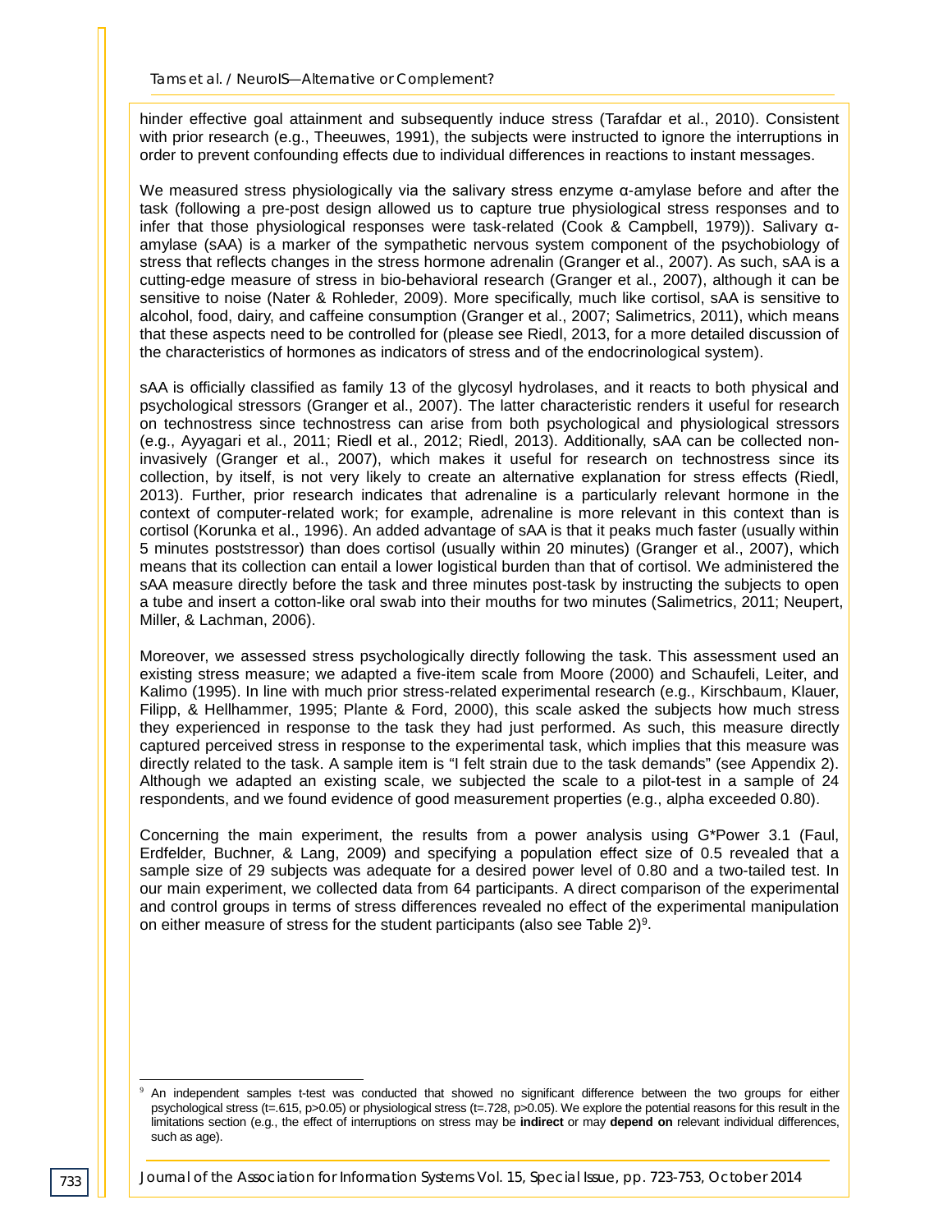hinder effective goal attainment and subsequently induce stress (Tarafdar et al., 2010). Consistent with prior research (e.g., Theeuwes, 1991), the subjects were instructed to ignore the interruptions in order to prevent confounding effects due to individual differences in reactions to instant messages.

We measured stress physiologically via the salivary stress enzyme α-amylase before and after the task (following a pre-post design allowed us to capture true physiological stress responses and to infer that those physiological responses were task-related (Cook & Campbell, 1979)). Salivary α-amylase (sAA) is a marker of the sympathetic nervous system component of the psychobiology of stress that reflects changes in the stress hormone adrenalin (Granger et al., 2007). As such, sAA is a cutting-edge measure of stress in bio-behavioral research (Granger et al., 2007), although it can be sensitive to noise (Nater & Rohleder, 2009). More specifically, much like cortisol, sAA is sensitive to alcohol, food, dairy, and caffeine consumption (Granger et al., 2007; Salimetrics, 2011), which means that these aspects need to be controlled for (please see Riedl, 2013, for a more detailed discussion of the characteristics of hormones as indicators of stress and of the endocrinological system).

sAA is officially classified as family 13 of the glycosyl hydrolases, and it reacts to both physical and psychological stressors (Granger et al., 2007). The latter characteristic renders it useful for research on technostress since technostress can arise from both psychological and physiological stressors (e.g., Ayyagari et al., 2011; Riedl et al., 2012; Riedl, 2013). Additionally, sAA can be collected non-invasively (Granger et al., 2007), which makes it useful for research on technostress since its collection, by itself, is not very likely to create an alternative explanation for stress effects (Riedl, 2013). Further, prior research indicates that adrenaline is a particularly relevant hormone in the context of computer-related work; for example, adrenaline is more relevant in this context than is cortisol (Korunka et al., 1996). An added advantage of sAA is that it peaks much faster (usually within 5 minutes poststressor) than does cortisol (usually within 20 minutes) (Granger et al., 2007), which means that its collection can entail a lower logistical burden than that of cortisol. We administered the sAA measure directly before the task and three minutes post-task by instructing the subjects to open a tube and insert a cotton-like oral swab into their mouths for two minutes (Salimetrics, 2011; Neupert, Miller, & Lachman, 2006).

Moreover, we assessed stress psychologically directly following the task. This assessment used an existing stress measure; we adapted a five-item scale from Moore (2000) and Schaufeli, Leiter, and Kalimo (1995). In line with much prior stress-related experimental research (e.g., Kirschbaum, Klauer, Filipp, & Hellhammer, 1995; Plante & Ford, 2000), this scale asked the subjects how much stress they experienced in response to the task they had just performed. As such, this measure directly captured perceived stress in response to the experimental task, which implies that this measure was directly related to the task. A sample item is "I felt strain due to the task demands" (see Appendix 2). Although we adapted an existing scale, we subjected the scale to a pilot-test in a sample of 24 respondents, and we found evidence of good measurement properties (e.g., alpha exceeded 0.80).

Concerning the main experiment, the results from a power analysis using G*Power 3.1 (Faul, Erdfelder, Buchner, & Lang, 2009) and specifying a population effect size of 0.5 revealed that a sample size of 29 subjects was adequate for a desired power level of 0.80 and a two-tailed test. In our main experiment, we collected data from 64 participants. A direct comparison of the experimental and control groups in terms of stress differences revealed no effect of the experimental manipulation on either measure of stress for the student participants (also see Table 2)[9].

---

[9] An independent samples t-test was conducted that showed no significant difference between the two groups for either psychological stress ($t=.615$, $p>0.05$) or physiological stress ($t=.728$, $p>0.05$). We explore the potential reasons for this result in the limitations section (e.g., the effect of interruptions on stress may be **indirect** or may **depend on** relevant individual differences, such as age).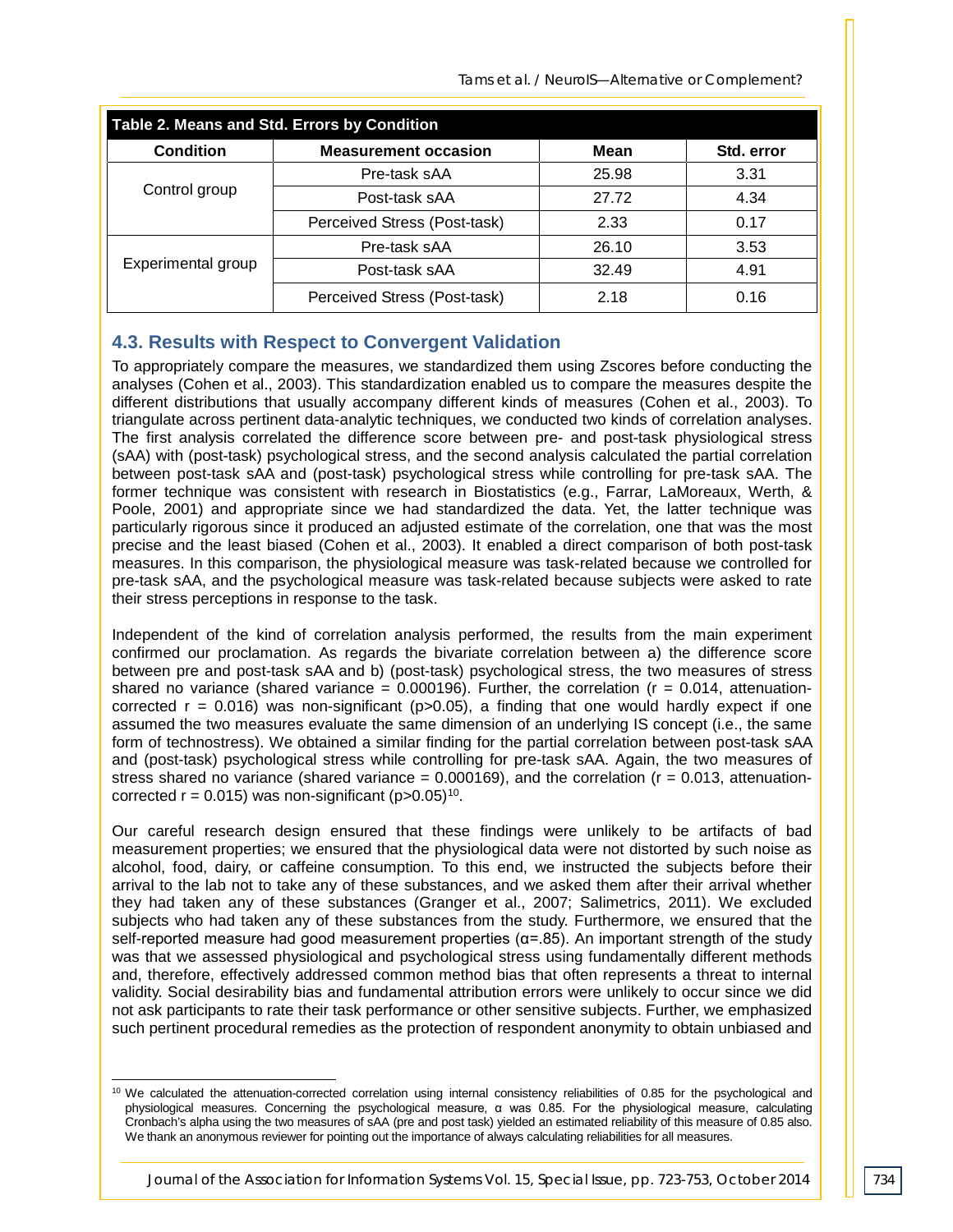**Table 2. Means and Std. Errors by Condition**

| Condition | Measurement occasion | Mean | Std. error |
|---|---|---|---|
| Control group | Pre-task sAA | 25.98 | 3.31 |
| | Post-task sAA | 27.72 | 4.34 |
| | Perceived Stress (Post-task) | 2.33 | 0.17 |
| Experimental group | Pre-task sAA | 26.10 | 3.53 |
| | Post-task sAA | 32.49 | 4.91 |
| | Perceived Stress (Post-task) | 2.18 | 0.16 |

### 4.3. Results with Respect to Convergent Validation

To appropriately compare the measures, we standardized them using Zscores before conducting the analyses (Cohen et al., 2003). This standardization enabled us to compare the measures despite the different distributions that usually accompany different kinds of measures (Cohen et al., 2003). To triangulate across pertinent data-analytic techniques, we conducted two kinds of correlation analyses. The first analysis correlated the difference score between pre- and post-task physiological stress (sAA) with (post-task) psychological stress, and the second analysis calculated the partial correlation between post-task sAA and (post-task) psychological stress while controlling for pre-task sAA. The former technique was consistent with research in Biostatistics (e.g., Farrar, LaMoreaux, Werth, & Poole, 2001) and appropriate since we had standardized the data. Yet, the latter technique was particularly rigorous since it produced an adjusted estimate of the correlation, one that was the most precise and the least biased (Cohen et al., 2003). It enabled a direct comparison of both post-task measures. In this comparison, the physiological measure was task-related because we controlled for pre-task sAA, and the psychological measure was task-related because subjects were asked to rate their stress perceptions in response to the task.

Independent of the kind of correlation analysis performed, the results from the main experiment confirmed our proclamation. As regards the bivariate correlation between a) the difference score between pre and post-task sAA and b) (post-task) psychological stress, the two measures of stress shared no variance (shared variance = 0.000196). Further, the correlation ($r$ = 0.014, attenuation-corrected $r$ = 0.016) was non-significant ($p$>0.05), a finding that one would hardly expect if one assumed the two measures evaluate the same dimension of an underlying IS concept (i.e., the same form of technostress). We obtained a similar finding for the partial correlation between post-task sAA and (post-task) psychological stress while controlling for pre-task sAA. Again, the two measures of stress shared no variance (shared variance = 0.000169), and the correlation ($r$ = 0.013, attenuation-corrected $r$ = 0.015) was non-significant ($p$>0.05)[10].

Our careful research design ensured that these findings were unlikely to be artifacts of bad measurement properties; we ensured that the physiological data were not distorted by such noise as alcohol, food, dairy, or caffeine consumption. To this end, we instructed the subjects before their arrival to the lab not to take any of these substances, and we asked them after their arrival whether they had taken any of these substances (Granger et al., 2007; Salimetrics, 2011). We excluded subjects who had taken any of these substances from the study. Furthermore, we ensured that the self-reported measure had good measurement properties (α=.85). An important strength of the study was that we assessed physiological and psychological stress using fundamentally different methods and, therefore, effectively addressed common method bias that often represents a threat to internal validity. Social desirability bias and fundamental attribution errors were unlikely to occur since we did not ask participants to rate their task performance or other sensitive subjects. Further, we emphasized such pertinent procedural remedies as the protection of respondent anonymity to obtain unbiased and

[10] We calculated the attenuation-corrected correlation using internal consistency reliabilities of 0.85 for the psychological and physiological measures. Concerning the psychological measure, α was 0.85. For the physiological measure, calculating Cronbach's alpha using the two measures of sAA (pre and post task) yielded an estimated reliability of this measure of 0.85 also. We thank an anonymous reviewer for pointing out the importance of always calculating reliabilities for all measures.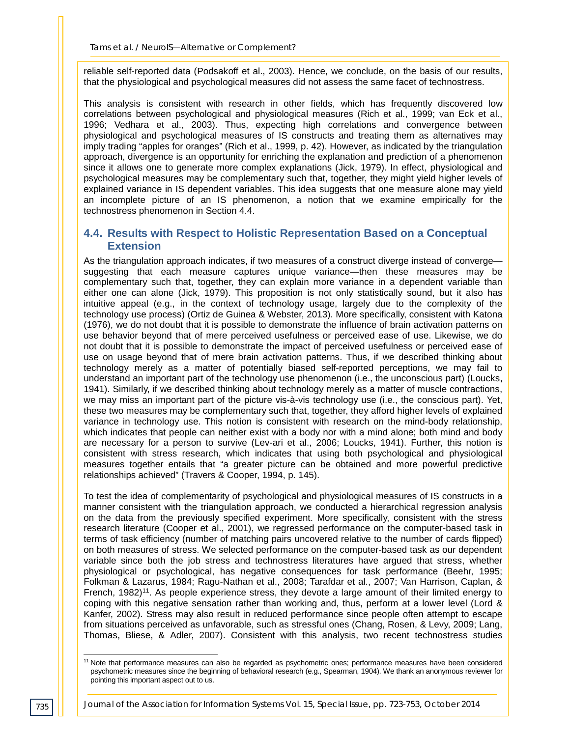reliable self-reported data (Podsakoff et al., 2003). Hence, we conclude, on the basis of our results, that the physiological and psychological measures did not assess the same facet of technostress.

This analysis is consistent with research in other fields, which has frequently discovered low correlations between psychological and physiological measures (Rich et al., 1999; van Eck et al., 1996; Vedhara et al., 2003). Thus, expecting high correlations and convergence between physiological and psychological measures of IS constructs and treating them as alternatives may imply trading "apples for oranges" (Rich et al., 1999, p. 42). However, as indicated by the triangulation approach, divergence is an opportunity for enriching the explanation and prediction of a phenomenon since it allows one to generate more complex explanations (Jick, 1979). In effect, physiological and psychological measures may be complementary such that, together, they might yield higher levels of explained variance in IS dependent variables. This idea suggests that one measure alone may yield an incomplete picture of an IS phenomenon, a notion that we examine empirically for the technostress phenomenon in Section 4.4.

## 4.4. Results with Respect to Holistic Representation Based on a Conceptual Extension

As the triangulation approach indicates, if two measures of a construct diverge instead of converge—suggesting that each measure captures unique variance—then these measures may be complementary such that, together, they can explain more variance in a dependent variable than either one can alone (Jick, 1979). This proposition is not only statistically sound, but it also has intuitive appeal (e.g., in the context of technology usage, largely due to the complexity of the technology use process) (Ortiz de Guinea & Webster, 2013). More specifically, consistent with Katona (1976), we do not doubt that it is possible to demonstrate the influence of brain activation patterns on use behavior beyond that of mere perceived usefulness or perceived ease of use. Likewise, we do not doubt that it is possible to demonstrate the impact of perceived usefulness or perceived ease of use on usage beyond that of mere brain activation patterns. Thus, if we described thinking about technology merely as a matter of potentially biased self-reported perceptions, we may fail to understand an important part of the technology use phenomenon (i.e., the unconscious part) (Loucks, 1941). Similarly, if we described thinking about technology merely as a matter of muscle contractions, we may miss an important part of the picture vis-à-vis technology use (i.e., the conscious part). Yet, these two measures may be complementary such that, together, they afford higher levels of explained variance in technology use. This notion is consistent with research on the mind-body relationship, which indicates that people can neither exist with a body nor with a mind alone; both mind and body are necessary for a person to survive (Lev-ari et al., 2006; Loucks, 1941). Further, this notion is consistent with stress research, which indicates that using both psychological and physiological measures together entails that "a greater picture can be obtained and more powerful predictive relationships achieved" (Travers & Cooper, 1994, p. 145).

To test the idea of complementarity of psychological and physiological measures of IS constructs in a manner consistent with the triangulation approach, we conducted a hierarchical regression analysis on the data from the previously specified experiment. More specifically, consistent with the stress research literature (Cooper et al., 2001), we regressed performance on the computer-based task in terms of task efficiency (number of matching pairs uncovered relative to the number of cards flipped) on both measures of stress. We selected performance on the computer-based task as our dependent variable since both the job stress and technostress literatures have argued that stress, whether physiological or psychological, has negative consequences for task performance (Beehr, 1995; Folkman & Lazarus, 1984; Ragu-Nathan et al., 2008; Tarafdar et al., 2007; Van Harrison, Caplan, & French, 1982)[11]. As people experience stress, they devote a large amount of their limited energy to coping with this negative sensation rather than working and, thus, perform at a lower level (Lord & Kanfer, 2002). Stress may also result in reduced performance since people often attempt to escape from situations perceived as unfavorable, such as stressful ones (Chang, Rosen, & Levy, 2009; Lang, Thomas, Bliese, & Adler, 2007). Consistent with this analysis, two recent technostress studies

[11] Note that performance measures can also be regarded as psychometric ones; performance measures have been considered psychometric measures since the beginning of behavioral research (e.g., Spearman, 1904). We thank an anonymous reviewer for pointing this important aspect out to us.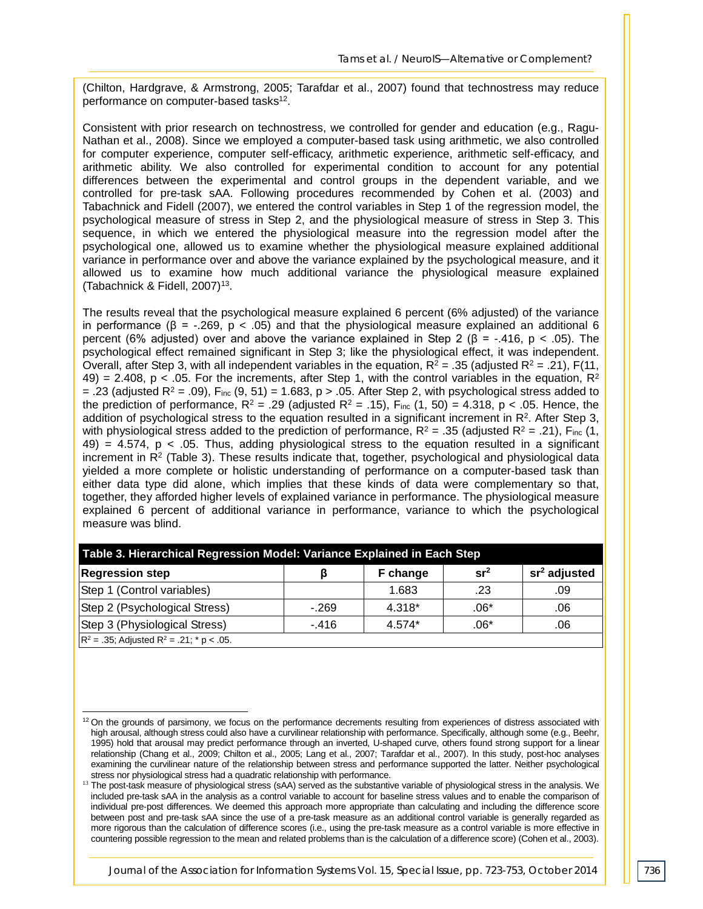(Chilton, Hardgrave, & Armstrong, 2005; Tarafdar et al., 2007) found that technostress may reduce performance on computer-based tasks[12].

Consistent with prior research on technostress, we controlled for gender and education (e.g., Ragu-Nathan et al., 2008). Since we employed a computer-based task using arithmetic, we also controlled for computer experience, computer self-efficacy, arithmetic experience, arithmetic self-efficacy, and arithmetic ability. We also controlled for experimental condition to account for any potential differences between the experimental and control groups in the dependent variable, and we controlled for pre-task sAA. Following procedures recommended by Cohen et al. (2003) and Tabachnick and Fidell (2007), we entered the control variables in Step 1 of the regression model, the psychological measure of stress in Step 2, and the physiological measure of stress in Step 3. This sequence, in which we entered the physiological measure into the regression model after the psychological one, allowed us to examine whether the physiological measure explained additional variance in performance over and above the variance explained by the psychological measure, and it allowed us to examine how much additional variance the physiological measure explained (Tabachnick & Fidell, 2007)[13].

The results reveal that the psychological measure explained 6 percent (6% adjusted) of the variance in performance ($\beta$ = -.269, $p < .05$) and that the physiological measure explained an additional 6 percent (6% adjusted) over and above the variance explained in Step 2 ($\beta$ = -.416, $p < .05$). The psychological effect remained significant in Step 3; like the physiological effect, it was independent. Overall, after Step 3, with all independent variables in the equation, $R^2 = .35$ (adjusted $R^2 = .21$), $F(11, 49) = 2.408$, $p < .05$. For the increments, after Step 1, with the control variables in the equation, $R^2 = .23$ (adjusted $R^2 = .09$), $F_{inc}(9, 51) = 1.683$, $p > .05$. After Step 2, with psychological stress added to the prediction of performance, $R^2 = .29$ (adjusted $R^2 = .15$), $F_{inc}(1, 50) = 4.318$, $p < .05$. Hence, the addition of psychological stress to the equation resulted in a significant increment in $R^2$. After Step 3, with physiological stress added to the prediction of performance, $R^2 = .35$ (adjusted $R^2 = .21$), $F_{inc}(1, 49) = 4.574$, $p < .05$. Thus, adding physiological stress to the equation resulted in a significant increment in $R^2$ (Table 3). These results indicate that, together, psychological and physiological data yielded a more complete or holistic understanding of performance on a computer-based task than either data type did alone, which implies that these kinds of data were complementary so that, together, they afforded higher levels of explained variance in performance. The physiological measure explained 6 percent of additional variance in performance, variance to which the psychological measure was blind.

**Table 3. Hierarchical Regression Model: Variance Explained in Each Step**

| Regression step | β | F change | $sr^2$ | $sr^2$ adjusted |
|---|---|---|---|---|
| Step 1 (Control variables) | | 1.683 | .23 | .09 |
| Step 2 (Psychological Stress) | -.269 | 4.318* | .06* | .06 |
| Step 3 (Physiological Stress) | -.416 | 4.574* | .06* | .06 |

$R^2 = .35$; Adjusted $R^2 = .21$; * $p < .05$.

---

[12] On the grounds of parsimony, we focus on the performance decrements resulting from experiences of distress associated with high arousal, although stress could also have a curvilinear relationship with performance. Specifically, although some (e.g., Beehr, 1995) hold that arousal may predict performance through an inverted, U-shaped curve, others found strong support for a linear relationship (Chang et al., 2009; Chilton et al., 2005; Lang et al., 2007; Tarafdar et al., 2007). In this study, post-hoc analyses examining the curvilinear nature of the relationship between stress and performance supported the latter. Neither psychological stress nor physiological stress had a quadratic relationship with performance.

[13] The post-task measure of physiological stress (sAA) served as the substantive variable of physiological stress in the analysis. We included pre-task sAA in the analysis as a control variable to account for baseline stress values and to enable the comparison of individual pre-post differences. We deemed this approach more appropriate than calculating and including the difference score between post and pre-task sAA since the use of a pre-task measure as an additional control variable is generally regarded as more rigorous than the calculation of difference scores (i.e., using the pre-task measure as a control variable is more effective in countering possible regression to the mean and related problems than is the calculation of a difference score) (Cohen et al., 2003).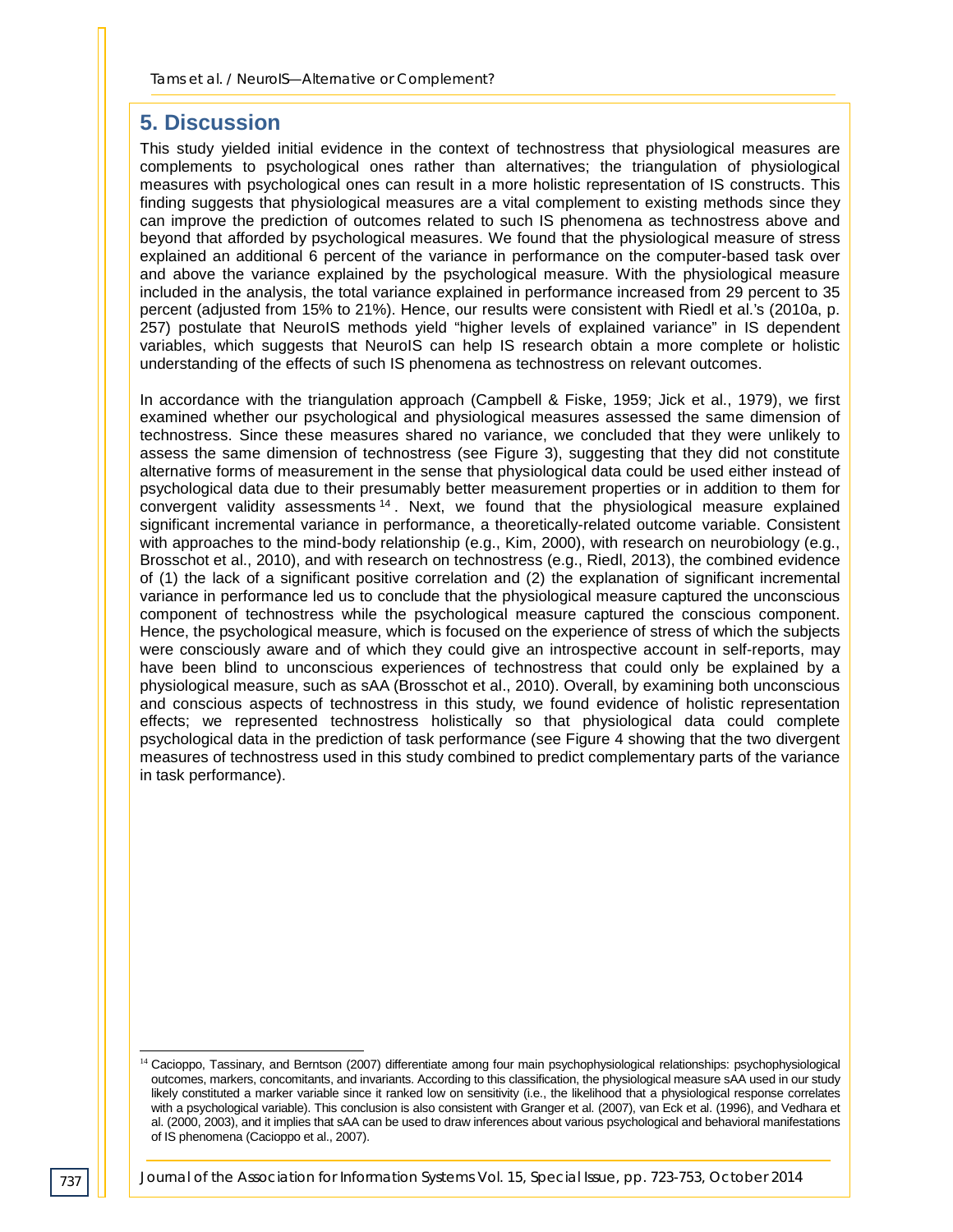## 5. Discussion

This study yielded initial evidence in the context of technostress that physiological measures are complements to psychological ones rather than alternatives; the triangulation of physiological measures with psychological ones can result in a more holistic representation of IS constructs. This finding suggests that physiological measures are a vital complement to existing methods since they can improve the prediction of outcomes related to such IS phenomena as technostress above and beyond that afforded by psychological measures. We found that the physiological measure of stress explained an additional 6 percent of the variance in performance on the computer-based task over and above the variance explained by the psychological measure. With the physiological measure included in the analysis, the total variance explained in performance increased from 29 percent to 35 percent (adjusted from 15% to 21%). Hence, our results were consistent with Riedl et al.'s (2010a, p. 257) postulate that NeuroIS methods yield "higher levels of explained variance" in IS dependent variables, which suggests that NeuroIS can help IS research obtain a more complete or holistic understanding of the effects of such IS phenomena as technostress on relevant outcomes.

In accordance with the triangulation approach (Campbell & Fiske, 1959; Jick et al., 1979), we first examined whether our psychological and physiological measures assessed the same dimension of technostress. Since these measures shared no variance, we concluded that they were unlikely to assess the same dimension of technostress (see Figure 3), suggesting that they did not constitute alternative forms of measurement in the sense that physiological data could be used either instead of psychological data due to their presumably better measurement properties or in addition to them for convergent validity assessments[14]. Next, we found that the physiological measure explained significant incremental variance in performance, a theoretically-related outcome variable. Consistent with approaches to the mind-body relationship (e.g., Kim, 2000), with research on neurobiology (e.g., Brosschot et al., 2010), and with research on technostress (e.g., Riedl, 2013), the combined evidence of (1) the lack of a significant positive correlation and (2) the explanation of significant incremental variance in performance led us to conclude that the physiological measure captured the unconscious component of technostress while the psychological measure captured the conscious component. Hence, the psychological measure, which is focused on the experience of stress of which the subjects were consciously aware and of which they could give an introspective account in self-reports, may have been blind to unconscious experiences of technostress that could only be explained by a physiological measure, such as sAA (Brosschot et al., 2010). Overall, by examining both unconscious and conscious aspects of technostress in this study, we found evidence of holistic representation effects; we represented technostress holistically so that physiological data could complete psychological data in the prediction of task performance (see Figure 4 showing that the two divergent measures of technostress used in this study combined to predict complementary parts of the variance in task performance).

---

[14] Cacioppo, Tassinary, and Berntson (2007) differentiate among four main psychophysiological relationships: psychophysiological outcomes, markers, concomitants, and invariants. According to this classification, the physiological measure sAA used in our study likely constituted a marker variable since it ranked low on sensitivity (i.e., the likelihood that a physiological response correlates with a psychological variable). This conclusion is also consistent with Granger et al. (2007), van Eck et al. (1996), and Vedhara et al. (2000, 2003), and it implies that sAA can be used to draw inferences about various psychological and behavioral manifestations of IS phenomena (Cacioppo et al., 2007).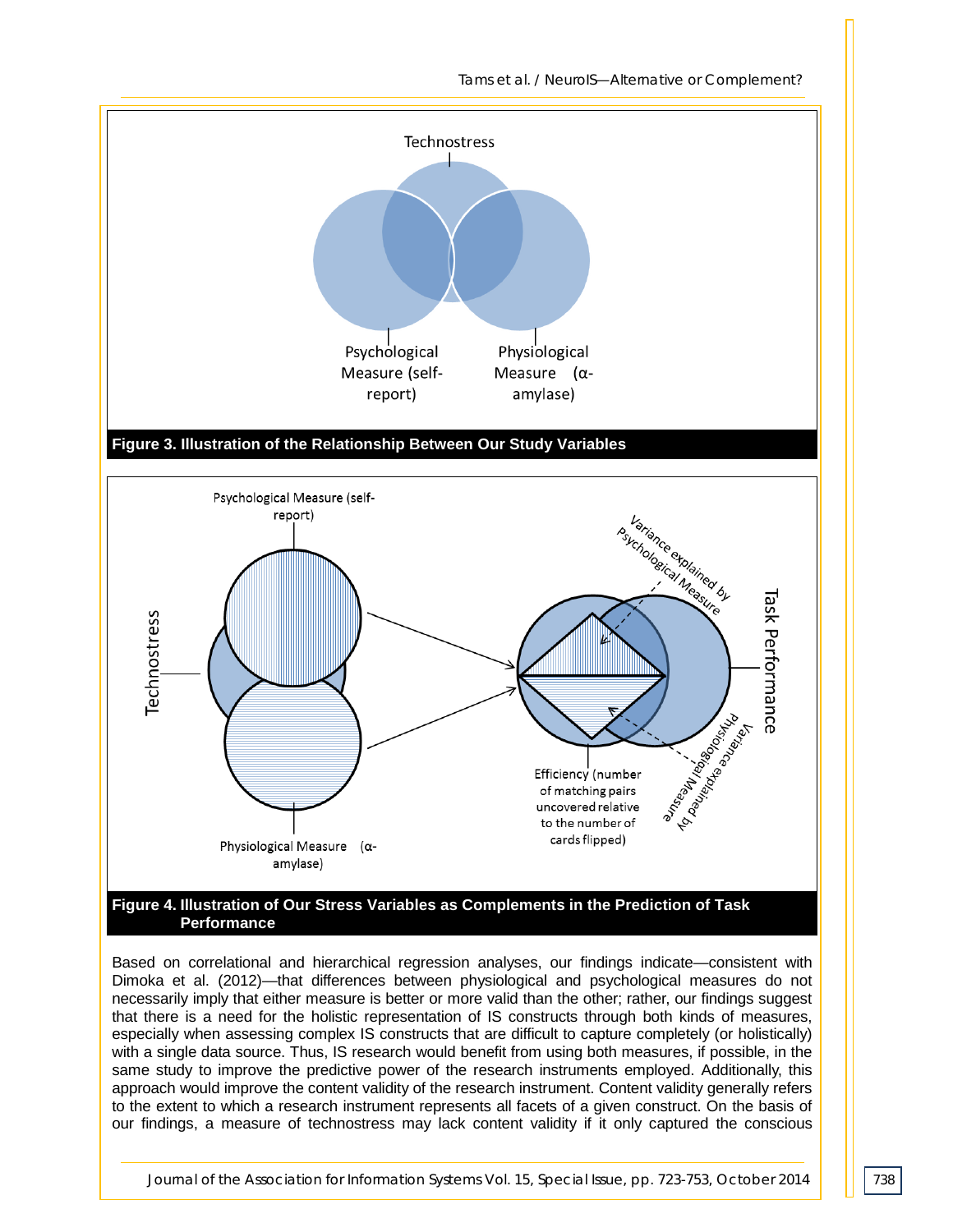**Figure 3. Illustration of the Relationship Between Our Study Variables**

**Figure 4. Illustration of Our Stress Variables as Complements in the Prediction of Task Performance**

Based on correlational and hierarchical regression analyses, our findings indicate—consistent with Dimoka et al. (2012)—that differences between physiological and psychological measures do not necessarily imply that either measure is better or more valid than the other; rather, our findings suggest that there is a need for the holistic representation of IS constructs through both kinds of measures, especially when assessing complex IS constructs that are difficult to capture completely (or holistically) with a single data source. Thus, IS research would benefit from using both measures, if possible, in the same study to improve the predictive power of the research instruments employed. Additionally, this approach would improve the content validity of the research instrument. Content validity generally refers to the extent to which a research instrument represents all facets of a given construct. On the basis of our findings, a measure of technostress may lack content validity if it only captured the conscious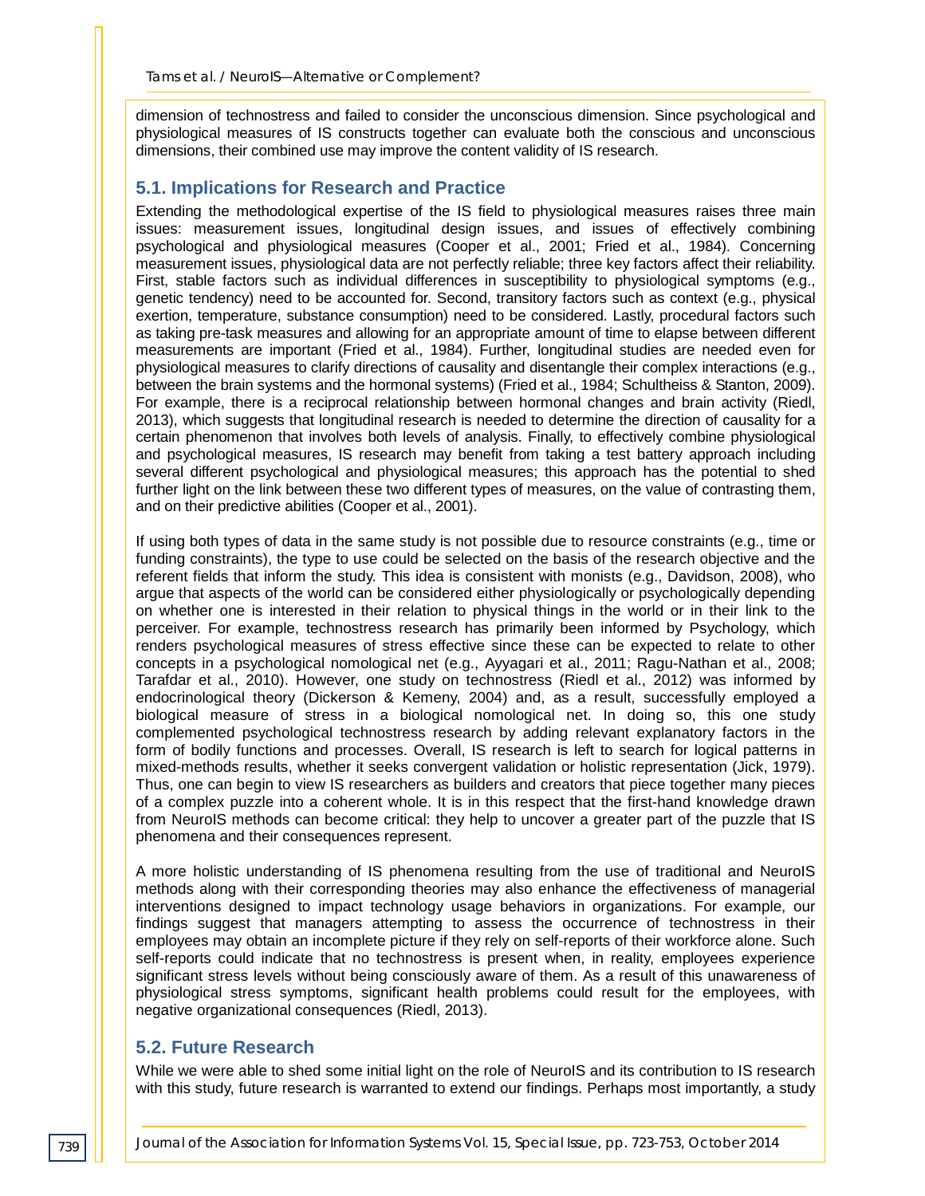dimension of technostress and failed to consider the unconscious dimension. Since psychological and physiological measures of IS constructs together can evaluate both the conscious and unconscious dimensions, their combined use may improve the content validity of IS research.

## 5.1. Implications for Research and Practice

Extending the methodological expertise of the IS field to physiological measures raises three main issues: measurement issues, longitudinal design issues, and issues of effectively combining psychological and physiological measures (Cooper et al., 2001; Fried et al., 1984). Concerning measurement issues, physiological data are not perfectly reliable; three key factors affect their reliability. First, stable factors such as individual differences in susceptibility to physiological symptoms (e.g., genetic tendency) need to be accounted for. Second, transitory factors such as context (e.g., physical exertion, temperature, substance consumption) need to be considered. Lastly, procedural factors such as taking pre-task measures and allowing for an appropriate amount of time to elapse between different measurements are important (Fried et al., 1984). Further, longitudinal studies are needed even for physiological measures to clarify directions of causality and disentangle their complex interactions (e.g., between the brain systems and the hormonal systems) (Fried et al., 1984; Schultheiss & Stanton, 2009). For example, there is a reciprocal relationship between hormonal changes and brain activity (Riedl, 2013), which suggests that longitudinal research is needed to determine the direction of causality for a certain phenomenon that involves both levels of analysis. Finally, to effectively combine physiological and psychological measures, IS research may benefit from taking a test battery approach including several different psychological and physiological measures; this approach has the potential to shed further light on the link between these two different types of measures, on the value of contrasting them, and on their predictive abilities (Cooper et al., 2001).

If using both types of data in the same study is not possible due to resource constraints (e.g., time or funding constraints), the type to use could be selected on the basis of the research objective and the referent fields that inform the study. This idea is consistent with monists (e.g., Davidson, 2008), who argue that aspects of the world can be considered either physiologically or psychologically depending on whether one is interested in their relation to physical things in the world or in their link to the perceiver. For example, technostress research has primarily been informed by Psychology, which renders psychological measures of stress effective since these can be expected to relate to other concepts in a psychological nomological net (e.g., Ayyagari et al., 2011; Ragu-Nathan et al., 2008; Tarafdar et al., 2010). However, one study on technostress (Riedl et al., 2012) was informed by endocrinological theory (Dickerson & Kemeny, 2004) and, as a result, successfully employed a biological measure of stress in a biological nomological net. In doing so, this one study complemented psychological technostress research by adding relevant explanatory factors in the form of bodily functions and processes. Overall, IS research is left to search for logical patterns in mixed-methods results, whether it seeks convergent validation or holistic representation (Jick, 1979). Thus, one can begin to view IS researchers as builders and creators that piece together many pieces of a complex puzzle into a coherent whole. It is in this respect that the first-hand knowledge drawn from NeuroIS methods can become critical: they help to uncover a greater part of the puzzle that IS phenomena and their consequences represent.

A more holistic understanding of IS phenomena resulting from the use of traditional and NeuroIS methods along with their corresponding theories may also enhance the effectiveness of managerial interventions designed to impact technology usage behaviors in organizations. For example, our findings suggest that managers attempting to assess the occurrence of technostress in their employees may obtain an incomplete picture if they rely on self-reports of their workforce alone. Such self-reports could indicate that no technostress is present when, in reality, employees experience significant stress levels without being consciously aware of them. As a result of this unawareness of physiological stress symptoms, significant health problems could result for the employees, with negative organizational consequences (Riedl, 2013).

## 5.2. Future Research

While we were able to shed some initial light on the role of NeuroIS and its contribution to IS research with this study, future research is warranted to extend our findings. Perhaps most importantly, a study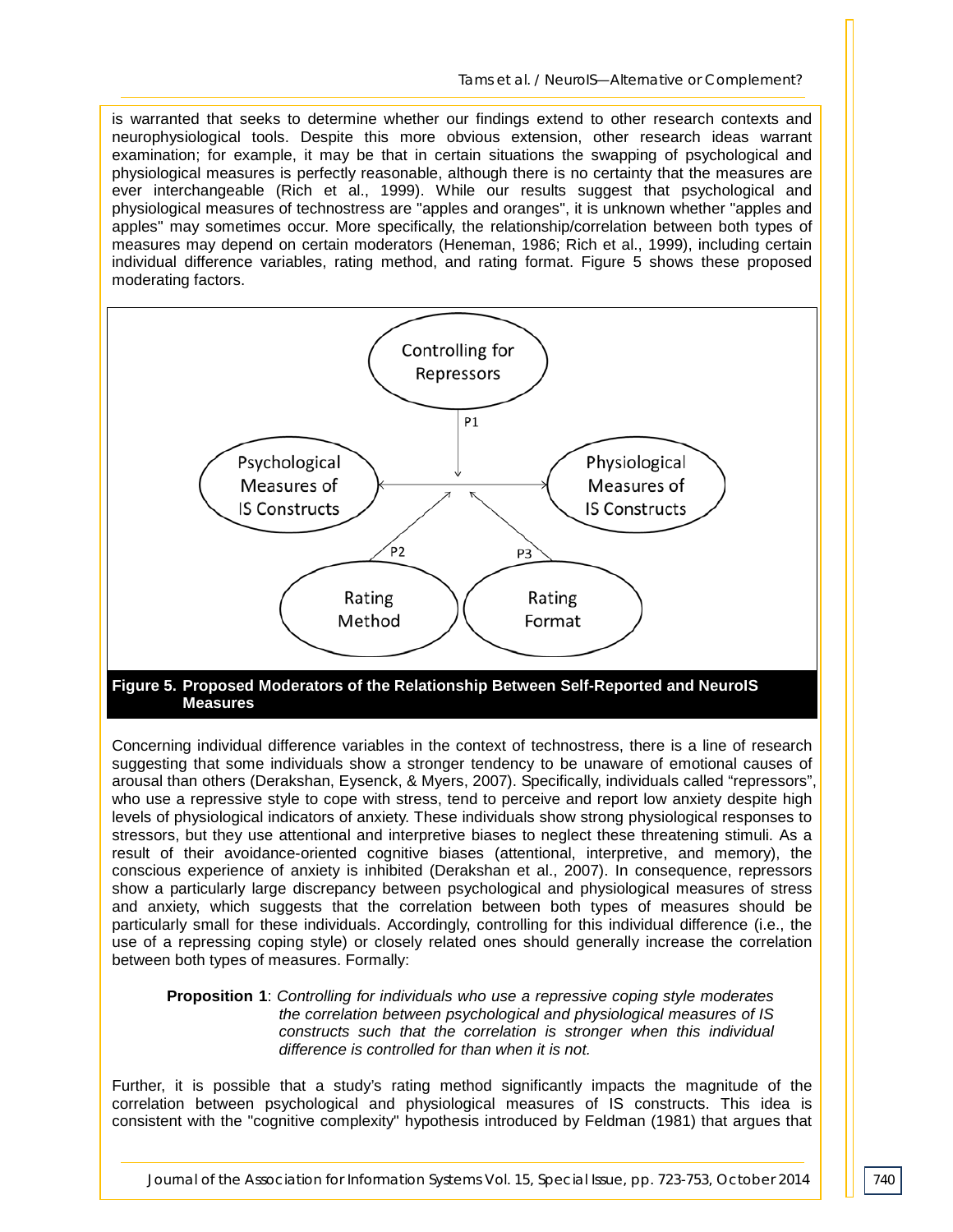is warranted that seeks to determine whether our findings extend to other research contexts and neurophysiological tools. Despite this more obvious extension, other research ideas warrant examination; for example, it may be that in certain situations the swapping of psychological and physiological measures is perfectly reasonable, although there is no certainty that the measures are ever interchangeable (Rich et al., 1999). While our results suggest that psychological and physiological measures of technostress are "apples and oranges", it is unknown whether "apples and apples" may sometimes occur. More specifically, the relationship/correlation between both types of measures may depend on certain moderators (Heneman, 1986; Rich et al., 1999), including certain individual difference variables, rating method, and rating format. Figure 5 shows these proposed moderating factors.

**Figure 5. Proposed Moderators of the Relationship Between Self-Reported and NeuroIS Measures**

Concerning individual difference variables in the context of technostress, there is a line of research suggesting that some individuals show a stronger tendency to be unaware of emotional causes of arousal than others (Derakshan, Eysenck, & Myers, 2007). Specifically, individuals called "repressors", who use a repressive style to cope with stress, tend to perceive and report low anxiety despite high levels of physiological indicators of anxiety. These individuals show strong physiological responses to stressors, but they use attentional and interpretive biases to neglect these threatening stimuli. As a result of their avoidance-oriented cognitive biases (attentional, interpretive, and memory), the conscious experience of anxiety is inhibited (Derakshan et al., 2007). In consequence, repressors show a particularly large discrepancy between psychological and physiological measures of stress and anxiety, which suggests that the correlation between both types of measures should be particularly small for these individuals. Accordingly, controlling for this individual difference (i.e., the use of a repressing coping style) or closely related ones should generally increase the correlation between both types of measures. Formally:

> **Proposition 1**: *Controlling for individuals who use a repressive coping style moderates the correlation between psychological and physiological measures of IS constructs such that the correlation is stronger when this individual difference is controlled for than when it is not.*

Further, it is possible that a study's rating method significantly impacts the magnitude of the correlation between psychological and physiological measures of IS constructs. This idea is consistent with the "cognitive complexity" hypothesis introduced by Feldman (1981) that argues that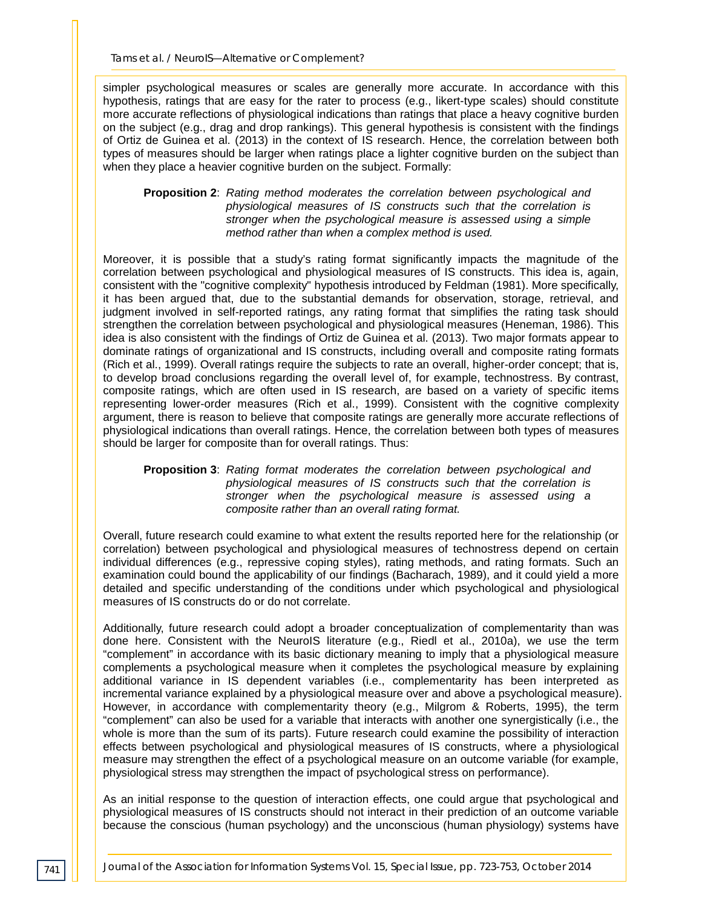simpler psychological measures or scales are generally more accurate. In accordance with this hypothesis, ratings that are easy for the rater to process (e.g., likert-type scales) should constitute more accurate reflections of physiological indications than ratings that place a heavy cognitive burden on the subject (e.g., drag and drop rankings). This general hypothesis is consistent with the findings of Ortiz de Guinea et al. (2013) in the context of IS research. Hence, the correlation between both types of measures should be larger when ratings place a lighter cognitive burden on the subject than when they place a heavier cognitive burden on the subject. Formally:

> **Proposition 2**: *Rating method moderates the correlation between psychological and physiological measures of IS constructs such that the correlation is stronger when the psychological measure is assessed using a simple method rather than when a complex method is used.*

Moreover, it is possible that a study's rating format significantly impacts the magnitude of the correlation between psychological and physiological measures of IS constructs. This idea is, again, consistent with the "cognitive complexity" hypothesis introduced by Feldman (1981). More specifically, it has been argued that, due to the substantial demands for observation, storage, retrieval, and judgment involved in self-reported ratings, any rating format that simplifies the rating task should strengthen the correlation between psychological and physiological measures (Heneman, 1986). This idea is also consistent with the findings of Ortiz de Guinea et al. (2013). Two major formats appear to dominate ratings of organizational and IS constructs, including overall and composite rating formats (Rich et al., 1999). Overall ratings require the subjects to rate an overall, higher-order concept; that is, to develop broad conclusions regarding the overall level of, for example, technostress. By contrast, composite ratings, which are often used in IS research, are based on a variety of specific items representing lower-order measures (Rich et al., 1999). Consistent with the cognitive complexity argument, there is reason to believe that composite ratings are generally more accurate reflections of physiological indications than overall ratings. Hence, the correlation between both types of measures should be larger for composite than for overall ratings. Thus:

> **Proposition 3**: *Rating format moderates the correlation between psychological and physiological measures of IS constructs such that the correlation is stronger when the psychological measure is assessed using a composite rather than an overall rating format.*

Overall, future research could examine to what extent the results reported here for the relationship (or correlation) between psychological and physiological measures of technostress depend on certain individual differences (e.g., repressive coping styles), rating methods, and rating formats. Such an examination could bound the applicability of our findings (Bacharach, 1989), and it could yield a more detailed and specific understanding of the conditions under which psychological and physiological measures of IS constructs do or do not correlate.

Additionally, future research could adopt a broader conceptualization of complementarity than was done here. Consistent with the NeuroIS literature (e.g., Riedl et al., 2010a), we use the term "complement" in accordance with its basic dictionary meaning to imply that a physiological measure complements a psychological measure when it completes the psychological measure by explaining additional variance in IS dependent variables (i.e., complementarity has been interpreted as incremental variance explained by a physiological measure over and above a psychological measure). However, in accordance with complementarity theory (e.g., Milgrom & Roberts, 1995), the term "complement" can also be used for a variable that interacts with another one synergistically (i.e., the whole is more than the sum of its parts). Future research could examine the possibility of interaction effects between psychological and physiological measures of IS constructs, where a physiological measure may strengthen the effect of a psychological measure on an outcome variable (for example, physiological stress may strengthen the impact of psychological stress on performance).

As an initial response to the question of interaction effects, one could argue that psychological and physiological measures of IS constructs should not interact in their prediction of an outcome variable because the conscious (human psychology) and the unconscious (human physiology) systems have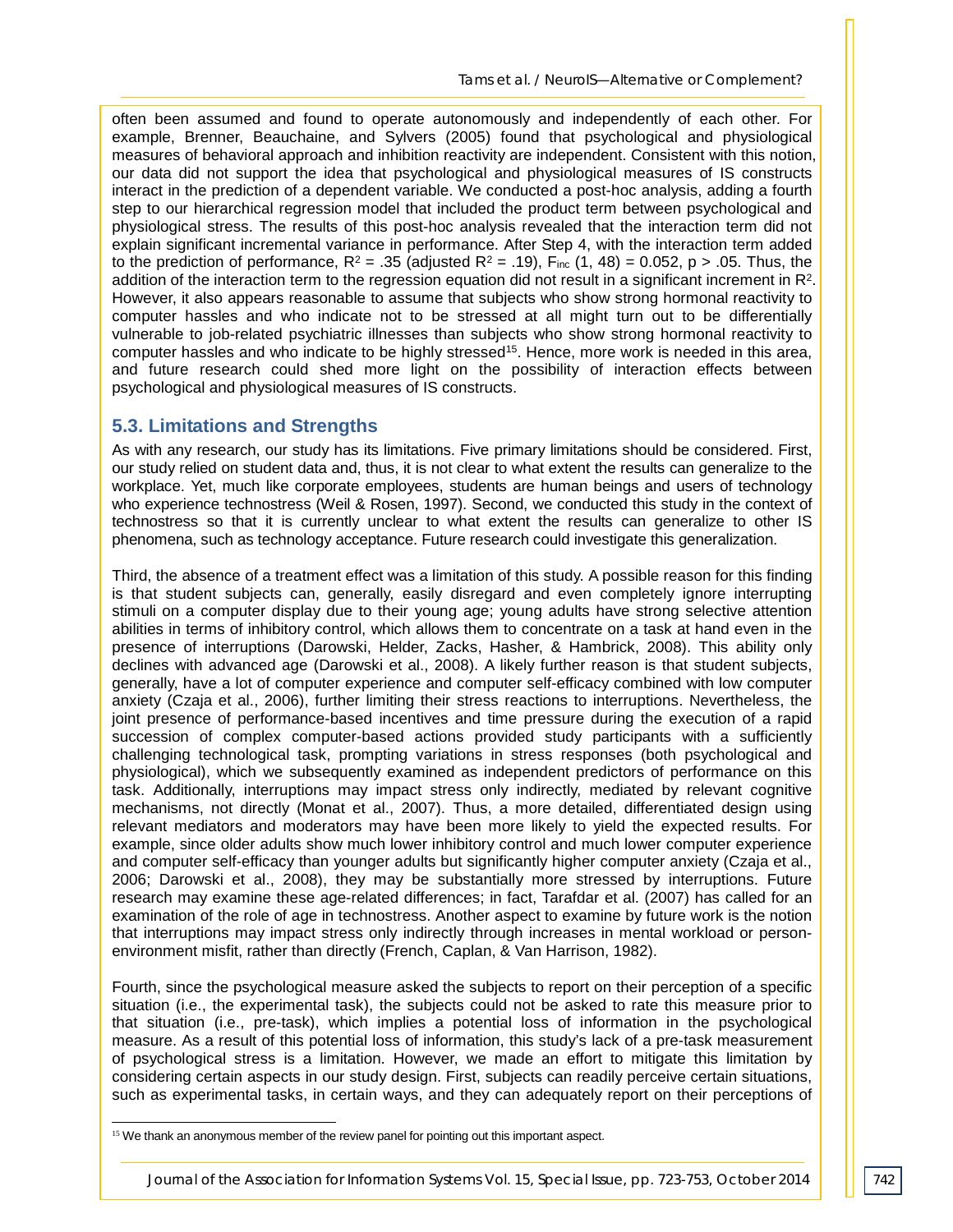often been assumed and found to operate autonomously and independently of each other. For example, Brenner, Beauchaine, and Sylvers (2005) found that psychological and physiological measures of behavioral approach and inhibition reactivity are independent. Consistent with this notion, our data did not support the idea that psychological and physiological measures of IS constructs interact in the prediction of a dependent variable. We conducted a post-hoc analysis, adding a fourth step to our hierarchical regression model that included the product term between psychological and physiological stress. The results of this post-hoc analysis revealed that the interaction term did not explain significant incremental variance in performance. After Step 4, with the interaction term added to the prediction of performance, $R^2 = .35$ (adjusted $R^2 = .19$), $F_{inc}$ (1, 48) = 0.052, $p > .05$. Thus, the addition of the interaction term to the regression equation did not result in a significant increment in $R^2$. However, it also appears reasonable to assume that subjects who show strong hormonal reactivity to computer hassles and who indicate not to be stressed at all might turn out to be differentially vulnerable to job-related psychiatric illnesses than subjects who show strong hormonal reactivity to computer hassles and who indicate to be highly stressed[15]. Hence, more work is needed in this area, and future research could shed more light on the possibility of interaction effects between psychological and physiological measures of IS constructs.

## 5.3. Limitations and Strengths

As with any research, our study has its limitations. Five primary limitations should be considered. First, our study relied on student data and, thus, it is not clear to what extent the results can generalize to the workplace. Yet, much like corporate employees, students are human beings and users of technology who experience technostress (Weil & Rosen, 1997). Second, we conducted this study in the context of technostress so that it is currently unclear to what extent the results can generalize to other IS phenomena, such as technology acceptance. Future research could investigate this generalization.

Third, the absence of a treatment effect was a limitation of this study. A possible reason for this finding is that student subjects can, generally, easily disregard and even completely ignore interrupting stimuli on a computer display due to their young age; young adults have strong selective attention abilities in terms of inhibitory control, which allows them to concentrate on a task at hand even in the presence of interruptions (Darowski, Helder, Zacks, Hasher, & Hambrick, 2008). This ability only declines with advanced age (Darowski et al., 2008). A likely further reason is that student subjects, generally, have a lot of computer experience and computer self-efficacy combined with low computer anxiety (Czaja et al., 2006), further limiting their stress reactions to interruptions. Nevertheless, the joint presence of performance-based incentives and time pressure during the execution of a rapid succession of complex computer-based actions provided study participants with a sufficiently challenging technological task, prompting variations in stress responses (both psychological and physiological), which we subsequently examined as independent predictors of performance on this task. Additionally, interruptions may impact stress only indirectly, mediated by relevant cognitive mechanisms, not directly (Monat et al., 2007). Thus, a more detailed, differentiated design using relevant mediators and moderators may have been more likely to yield the expected results. For example, since older adults show much lower inhibitory control and much lower computer experience and computer self-efficacy than younger adults but significantly higher computer anxiety (Czaja et al., 2006; Darowski et al., 2008), they may be substantially more stressed by interruptions. Future research may examine these age-related differences; in fact, Tarafdar et al. (2007) has called for an examination of the role of age in technostress. Another aspect to examine by future work is the notion that interruptions may impact stress only indirectly through increases in mental workload or person-environment misfit, rather than directly (French, Caplan, & Van Harrison, 1982).

Fourth, since the psychological measure asked the subjects to report on their perception of a specific situation (i.e., the experimental task), the subjects could not be asked to rate this measure prior to that situation (i.e., pre-task), which implies a potential loss of information in the psychological measure. As a result of this potential loss of information, this study's lack of a pre-task measurement of psychological stress is a limitation. However, we made an effort to mitigate this limitation by considering certain aspects in our study design. First, subjects can readily perceive certain situations, such as experimental tasks, in certain ways, and they can adequately report on their perceptions of

[15] We thank an anonymous member of the review panel for pointing out this important aspect.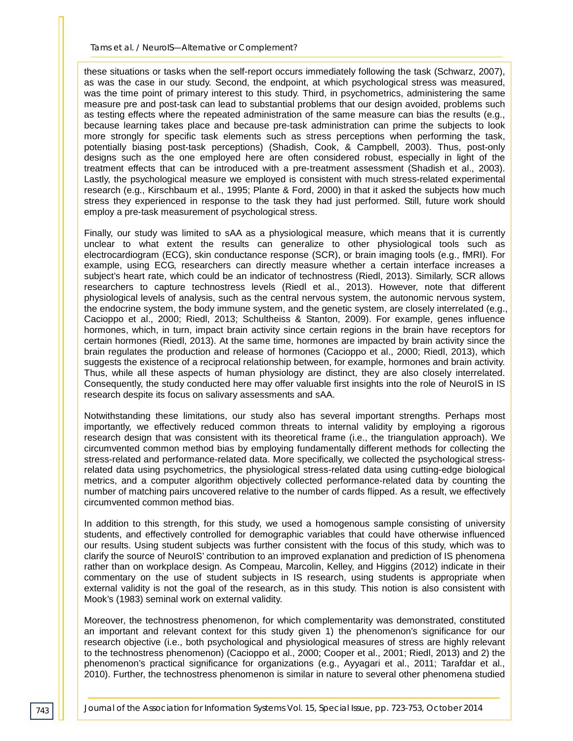these situations or tasks when the self-report occurs immediately following the task (Schwarz, 2007), as was the case in our study. Second, the endpoint, at which psychological stress was measured, was the time point of primary interest to this study. Third, in psychometrics, administering the same measure pre and post-task can lead to substantial problems that our design avoided, problems such as testing effects where the repeated administration of the same measure can bias the results (e.g., because learning takes place and because pre-task administration can prime the subjects to look more strongly for specific task elements such as stress perceptions when performing the task, potentially biasing post-task perceptions) (Shadish, Cook, & Campbell, 2003). Thus, post-only designs such as the one employed here are often considered robust, especially in light of the treatment effects that can be introduced with a pre-treatment assessment (Shadish et al., 2003). Lastly, the psychological measure we employed is consistent with much stress-related experimental research (e.g., Kirschbaum et al., 1995; Plante & Ford, 2000) in that it asked the subjects how much stress they experienced in response to the task they had just performed. Still, future work should employ a pre-task measurement of psychological stress.

Finally, our study was limited to sAA as a physiological measure, which means that it is currently unclear to what extent the results can generalize to other physiological tools such as electrocardiogram (ECG), skin conductance response (SCR), or brain imaging tools (e.g., fMRI). For example, using ECG, researchers can directly measure whether a certain interface increases a subject's heart rate, which could be an indicator of technostress (Riedl, 2013). Similarly, SCR allows researchers to capture technostress levels (Riedl et al., 2013). However, note that different physiological levels of analysis, such as the central nervous system, the autonomic nervous system, the endocrine system, the body immune system, and the genetic system, are closely interrelated (e.g., Cacioppo et al., 2000; Riedl, 2013; Schultheiss & Stanton, 2009). For example, genes influence hormones, which, in turn, impact brain activity since certain regions in the brain have receptors for certain hormones (Riedl, 2013). At the same time, hormones are impacted by brain activity since the brain regulates the production and release of hormones (Cacioppo et al., 2000; Riedl, 2013), which suggests the existence of a reciprocal relationship between, for example, hormones and brain activity. Thus, while all these aspects of human physiology are distinct, they are also closely interrelated. Consequently, the study conducted here may offer valuable first insights into the role of NeuroIS in IS research despite its focus on salivary assessments and sAA.

Notwithstanding these limitations, our study also has several important strengths. Perhaps most importantly, we effectively reduced common threats to internal validity by employing a rigorous research design that was consistent with its theoretical frame (i.e., the triangulation approach). We circumvented common method bias by employing fundamentally different methods for collecting the stress-related and performance-related data. More specifically, we collected the psychological stress-related data using psychometrics, the physiological stress-related data using cutting-edge biological metrics, and a computer algorithm objectively collected performance-related data by counting the number of matching pairs uncovered relative to the number of cards flipped. As a result, we effectively circumvented common method bias.

In addition to this strength, for this study, we used a homogenous sample consisting of university students, and effectively controlled for demographic variables that could have otherwise influenced our results. Using student subjects was further consistent with the focus of this study, which was to clarify the source of NeuroIS' contribution to an improved explanation and prediction of IS phenomena rather than on workplace design. As Compeau, Marcolin, Kelley, and Higgins (2012) indicate in their commentary on the use of student subjects in IS research, using students is appropriate when external validity is not the goal of the research, as in this study. This notion is also consistent with Mook's (1983) seminal work on external validity.

Moreover, the technostress phenomenon, for which complementarity was demonstrated, constituted an important and relevant context for this study given 1) the phenomenon's significance for our research objective (i.e., both psychological and physiological measures of stress are highly relevant to the technostress phenomenon) (Cacioppo et al., 2000; Cooper et al., 2001; Riedl, 2013) and 2) the phenomenon's practical significance for organizations (e.g., Ayyagari et al., 2011; Tarafdar et al., 2010). Further, the technostress phenomenon is similar in nature to several other phenomena studied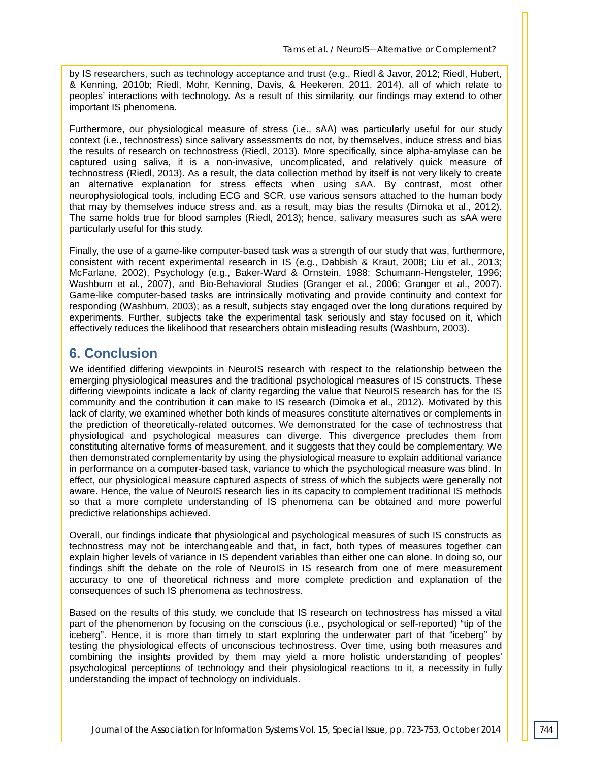by IS researchers, such as technology acceptance and trust (e.g., Riedl & Javor, 2012; Riedl, Hubert, & Kenning, 2010b; Riedl, Mohr, Kenning, Davis, & Heekeren, 2011, 2014), all of which relate to peoples' interactions with technology. As a result of this similarity, our findings may extend to other important IS phenomena.

Furthermore, our physiological measure of stress (i.e., sAA) was particularly useful for our study context (i.e., technostress) since salivary assessments do not, by themselves, induce stress and bias the results of research on technostress (Riedl, 2013). More specifically, since alpha-amylase can be captured using saliva, it is a non-invasive, uncomplicated, and relatively quick measure of technostress (Riedl, 2013). As a result, the data collection method by itself is not very likely to create an alternative explanation for stress effects when using sAA. By contrast, most other neurophysiological tools, including ECG and SCR, use various sensors attached to the human body that may by themselves induce stress and, as a result, may bias the results (Dimoka et al., 2012). The same holds true for blood samples (Riedl, 2013); hence, salivary measures such as sAA were particularly useful for this study.

Finally, the use of a game-like computer-based task was a strength of our study that was, furthermore, consistent with recent experimental research in IS (e.g., Dabbish & Kraut, 2008; Liu et al., 2013; McFarlane, 2002), Psychology (e.g., Baker-Ward & Ornstein, 1988; Schumann-Hengsteler, 1996; Washburn et al., 2007), and Bio-Behavioral Studies (Granger et al., 2006; Granger et al., 2007). Game-like computer-based tasks are intrinsically motivating and provide continuity and context for responding (Washburn, 2003); as a result, subjects stay engaged over the long durations required by experiments. Further, subjects take the experimental task seriously and stay focused on it, which effectively reduces the likelihood that researchers obtain misleading results (Washburn, 2003).

## 6. Conclusion

We identified differing viewpoints in NeuroIS research with respect to the relationship between the emerging physiological measures and the traditional psychological measures of IS constructs. These differing viewpoints indicate a lack of clarity regarding the value that NeuroIS research has for the IS community and the contribution it can make to IS research (Dimoka et al., 2012). Motivated by this lack of clarity, we examined whether both kinds of measures constitute alternatives or complements in the prediction of theoretically-related outcomes. We demonstrated for the case of technostress that physiological and psychological measures can diverge. This divergence precludes them from constituting alternative forms of measurement, and it suggests that they could be complementary. We then demonstrated complementarity by using the physiological measure to explain additional variance in performance on a computer-based task, variance to which the psychological measure was blind. In effect, our physiological measure captured aspects of stress of which the subjects were generally not aware. Hence, the value of NeuroIS research lies in its capacity to complement traditional IS methods so that a more complete understanding of IS phenomena can be obtained and more powerful predictive relationships achieved.

Overall, our findings indicate that physiological and psychological measures of such IS constructs as technostress may not be interchangeable and that, in fact, both types of measures together can explain higher levels of variance in IS dependent variables than either one can alone. In doing so, our findings shift the debate on the role of NeuroIS in IS research from one of mere measurement accuracy to one of theoretical richness and more complete prediction and explanation of the consequences of such IS phenomena as technostress.

Based on the results of this study, we conclude that IS research on technostress has missed a vital part of the phenomenon by focusing on the conscious (i.e., psychological or self-reported) "tip of the iceberg". Hence, it is more than timely to start exploring the underwater part of that "iceberg" by testing the physiological effects of unconscious technostress. Over time, using both measures and combining the insights provided by them may yield a more holistic understanding of peoples' psychological perceptions of technology and their physiological reactions to it, a necessity in fully understanding the impact of technology on individuals.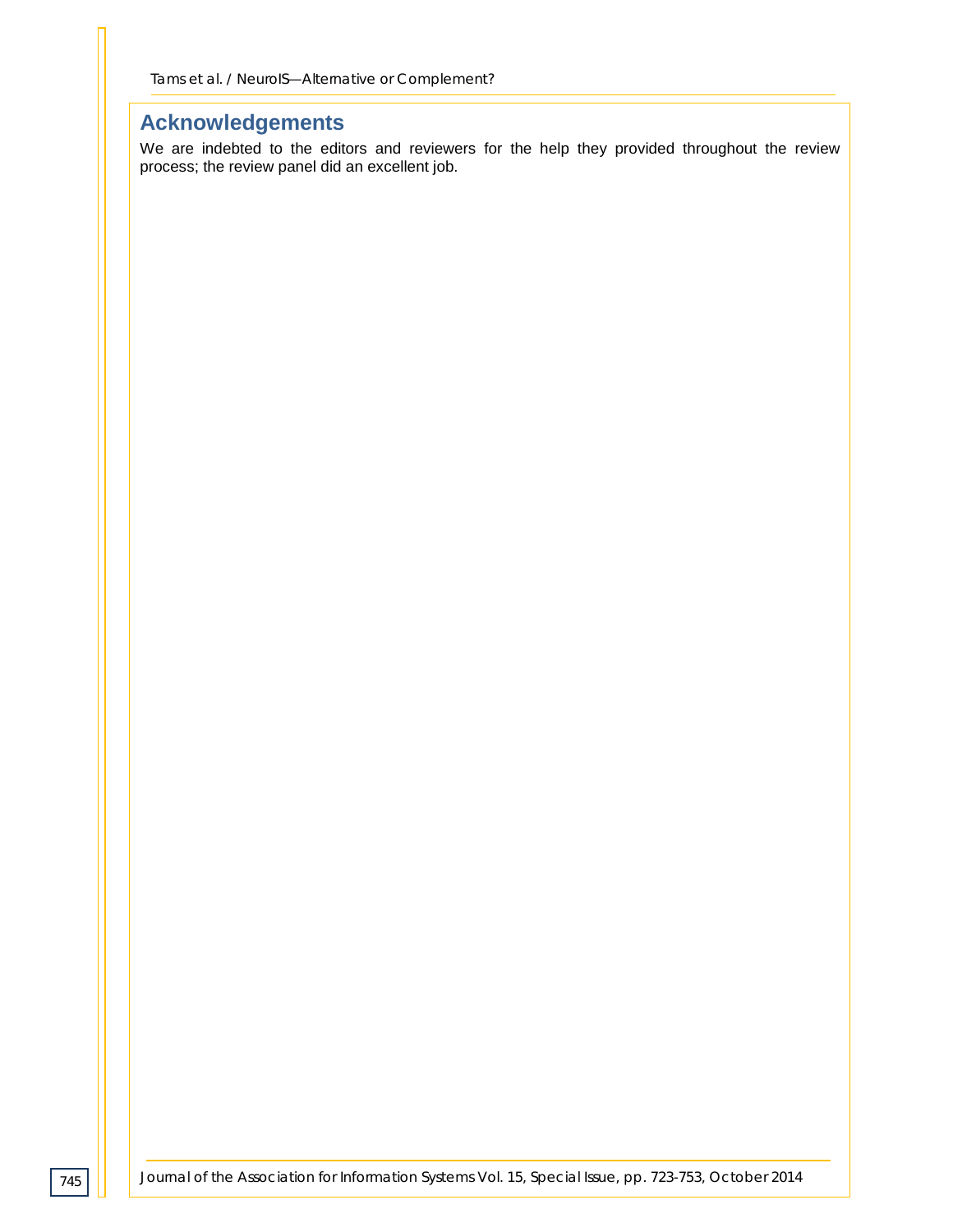## Acknowledgements

We are indebted to the editors and reviewers for the help they provided throughout the review process; the review panel did an excellent job.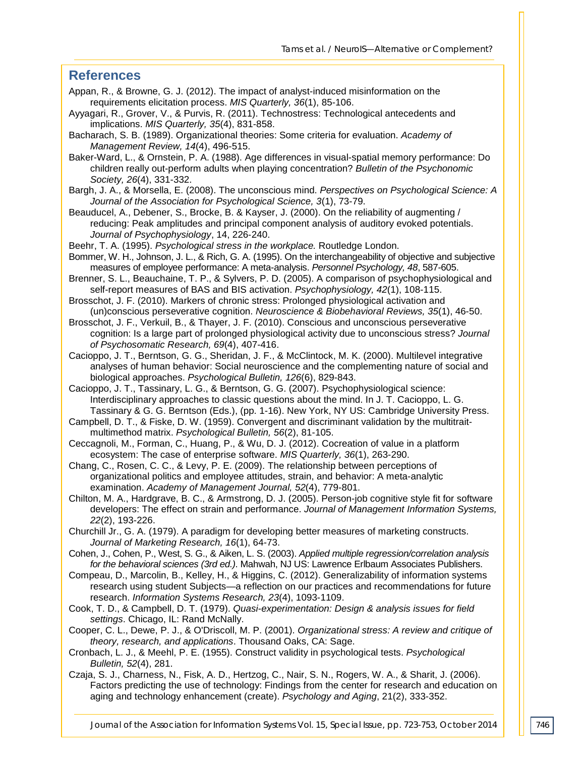## References

Appan, R., & Browne, G. J. (2012). The impact of analyst-induced misinformation on the requirements elicitation process. *MIS Quarterly, 36*(1), 85-106.

Ayyagari, R., Grover, V., & Purvis, R. (2011). Technostress: Technological antecedents and implications. *MIS Quarterly, 35*(4), 831-858.

Bacharach, S. B. (1989). Organizational theories: Some criteria for evaluation. *Academy of Management Review, 14*(4), 496-515.

Baker-Ward, L., & Ornstein, P. A. (1988). Age differences in visual-spatial memory performance: Do children really out-perform adults when playing concentration? *Bulletin of the Psychonomic Society, 26*(4), 331-332.

Bargh, J. A., & Morsella, E. (2008). The unconscious mind. *Perspectives on Psychological Science: A Journal of the Association for Psychological Science, 3*(1), 73-79.

Beauducel, A., Debener, S., Brocke, B. & Kayser, J. (2000). On the reliability of augmenting / reducing: Peak amplitudes and principal component analysis of auditory evoked potentials. *Journal of Psychophysiology*, 14, 226-240.

Beehr, T. A. (1995). *Psychological stress in the workplace.* Routledge London.

Bommer, W. H., Johnson, J. L., & Rich, G. A. (1995). On the interchangeability of objective and subjective measures of employee performance: A meta-analysis. *Personnel Psychology, 48*, 587-605.

Brenner, S. L., Beauchaine, T. P., & Sylvers, P. D. (2005). A comparison of psychophysiological and self-report measures of BAS and BIS activation. *Psychophysiology, 42*(1), 108-115.

Brosschot, J. F. (2010). Markers of chronic stress: Prolonged physiological activation and (un)conscious perseverative cognition. *Neuroscience & Biobehavioral Reviews, 35*(1), 46-50.

Brosschot, J. F., Verkuil, B., & Thayer, J. F. (2010). Conscious and unconscious perseverative cognition: Is a large part of prolonged physiological activity due to unconscious stress? *Journal of Psychosomatic Research, 69*(4), 407-416.

Cacioppo, J. T., Berntson, G. G., Sheridan, J. F., & McClintock, M. K. (2000). Multilevel integrative analyses of human behavior: Social neuroscience and the complementing nature of social and biological approaches. *Psychological Bulletin, 126*(6), 829-843.

Cacioppo, J. T., Tassinary, L. G., & Berntson, G. G. (2007). Psychophysiological science: Interdisciplinary approaches to classic questions about the mind. In J. T. Cacioppo, L. G. Tassinary & G. G. Berntson (Eds.), (pp. 1-16). New York, NY US: Cambridge University Press.

Campbell, D. T., & Fiske, D. W. (1959). Convergent and discriminant validation by the multitrait-multimethod matrix. *Psychological Bulletin, 56*(2), 81-105.

Ceccagnoli, M., Forman, C., Huang, P., & Wu, D. J. (2012). Cocreation of value in a platform ecosystem: The case of enterprise software. *MIS Quarterly, 36*(1), 263-290.

Chang, C., Rosen, C. C., & Levy, P. E. (2009). The relationship between perceptions of organizational politics and employee attitudes, strain, and behavior: A meta-analytic examination. *Academy of Management Journal, 52*(4), 779-801.

Chilton, M. A., Hardgrave, B. C., & Armstrong, D. J. (2005). Person-job cognitive style fit for software developers: The effect on strain and performance. *Journal of Management Information Systems, 22*(2), 193-226.

Churchill Jr., G. A. (1979). A paradigm for developing better measures of marketing constructs. *Journal of Marketing Research, 16*(1), 64-73.

Cohen, J., Cohen, P., West, S. G., & Aiken, L. S. (2003). *Applied multiple regression/correlation analysis for the behavioral sciences (3rd ed.)*. Mahwah, NJ US: Lawrence Erlbaum Associates Publishers.

Compeau, D., Marcolin, B., Kelley, H., & Higgins, C. (2012). Generalizability of information systems research using student Subjects—a reflection on our practices and recommendations for future research. *Information Systems Research, 23*(4), 1093-1109.

Cook, T. D., & Campbell, D. T. (1979). *Quasi-experimentation: Design & analysis issues for field settings*. Chicago, IL: Rand McNally.

Cooper, C. L., Dewe, P. J., & O'Driscoll, M. P. (2001). *Organizational stress: A review and critique of theory, research, and applications*. Thousand Oaks, CA: Sage.

Cronbach, L. J., & Meehl, P. E. (1955). Construct validity in psychological tests. *Psychological Bulletin, 52*(4), 281.

Czaja, S. J., Charness, N., Fisk, A. D., Hertzog, C., Nair, S. N., Rogers, W. A., & Sharit, J. (2006). Factors predicting the use of technology: Findings from the center for research and education on aging and technology enhancement (create). *Psychology and Aging*, 21(2), 333-352.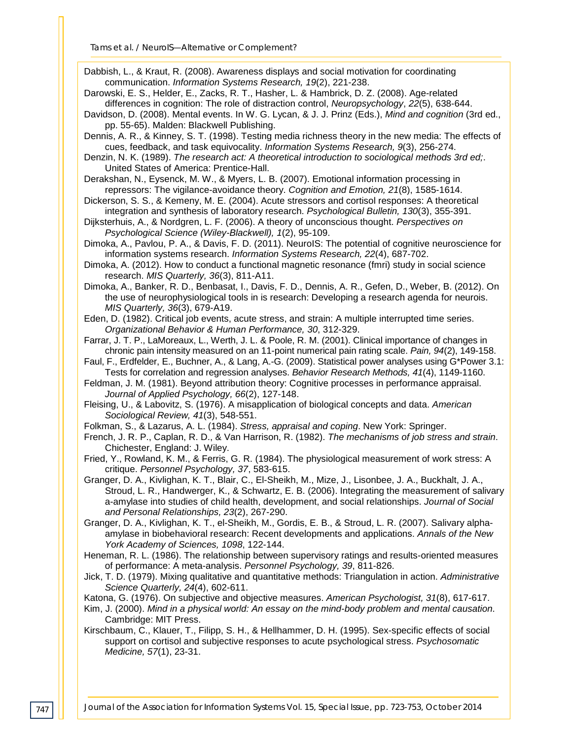Dabbish, L., & Kraut, R. (2008). Awareness displays and social motivation for coordinating communication. *Information Systems Research, 19*(2), 221-238.

Darowski, E. S., Helder, E., Zacks, R. T., Hasher, L. & Hambrick, D. Z. (2008). Age-related differences in cognition: The role of distraction control, *Neuropsychology*, *22*(5), 638-644.

Davidson, D. (2008). Mental events. In W. G. Lycan, & J. J. Prinz (Eds.), *Mind and cognition* (3rd ed., pp. 55-65). Malden: Blackwell Publishing.

Dennis, A. R., & Kinney, S. T. (1998). Testing media richness theory in the new media: The effects of cues, feedback, and task equivocality. *Information Systems Research, 9*(3), 256-274.

Denzin, N. K. (1989). *The research act: A theoretical introduction to sociological methods 3rd ed;*. United States of America: Prentice-Hall.

Derakshan, N., Eysenck, M. W., & Myers, L. B. (2007). Emotional information processing in repressors: The vigilance-avoidance theory. *Cognition and Emotion, 21*(8), 1585-1614.

Dickerson, S. S., & Kemeny, M. E. (2004). Acute stressors and cortisol responses: A theoretical integration and synthesis of laboratory research. *Psychological Bulletin, 130*(3), 355-391.

Dijksterhuis, A., & Nordgren, L. F. (2006). A theory of unconscious thought. *Perspectives on Psychological Science (Wiley-Blackwell), 1*(2), 95-109.

Dimoka, A., Pavlou, P. A., & Davis, F. D. (2011). NeuroIS: The potential of cognitive neuroscience for information systems research. *Information Systems Research, 22*(4), 687-702.

Dimoka, A. (2012). How to conduct a functional magnetic resonance (fmri) study in social science research. *MIS Quarterly, 36*(3), 811-A11.

Dimoka, A., Banker, R. D., Benbasat, I., Davis, F. D., Dennis, A. R., Gefen, D., Weber, B. (2012). On the use of neurophysiological tools in is research: Developing a research agenda for neurois. *MIS Quarterly, 36*(3), 679-A19.

Eden, D. (1982). Critical job events, acute stress, and strain: A multiple interrupted time series. *Organizational Behavior & Human Performance, 30*, 312-329.

Farrar, J. T. P., LaMoreaux, L., Werth, J. L. & Poole, R. M. (2001). Clinical importance of changes in chronic pain intensity measured on an 11-point numerical pain rating scale. *Pain, 94*(2), 149-158.

Faul, F., Erdfelder, E., Buchner, A., & Lang, A.-G. (2009). Statistical power analyses using G*Power 3.1: Tests for correlation and regression analyses. *Behavior Research Methods, 41*(4), 1149-1160.

Feldman, J. M. (1981). Beyond attribution theory: Cognitive processes in performance appraisal. *Journal of Applied Psychology, 66*(2), 127-148.

Fleising, U., & Labovitz, S. (1976). A misapplication of biological concepts and data. *American Sociological Review, 41*(3), 548-551.

Folkman, S., & Lazarus, A. L. (1984). *Stress, appraisal and coping*. New York: Springer.

French, J. R. P., Caplan, R. D., & Van Harrison, R. (1982). *The mechanisms of job stress and strain*. Chichester, England: J. Wiley.

Fried, Y., Rowland, K. M., & Ferris, G. R. (1984). The physiological measurement of work stress: A critique. *Personnel Psychology, 37*, 583-615.

Granger, D. A., Kivlighan, K. T., Blair, C., El-Sheikh, M., Mize, J., Lisonbee, J. A., Buckhalt, J. A., Stroud, L. R., Handwerger, K., & Schwartz, E. B. (2006). Integrating the measurement of salivary a-amylase into studies of child health, development, and social relationships. *Journal of Social and Personal Relationships, 23*(2), 267-290.

Granger, D. A., Kivlighan, K. T., el-Sheikh, M., Gordis, E. B., & Stroud, L. R. (2007). Salivary alpha-amylase in biobehavioral research: Recent developments and applications. *Annals of the New York Academy of Sciences, 1098*, 122-144.

Heneman, R. L. (1986). The relationship between supervisory ratings and results-oriented measures of performance: A meta-analysis. *Personnel Psychology, 39*, 811-826.

Jick, T. D. (1979). Mixing qualitative and quantitative methods: Triangulation in action. *Administrative Science Quarterly, 24*(4), 602-611.

Katona, G. (1976). On subjective and objective measures. *American Psychologist, 31*(8), 617-617.

Kim, J. (2000). *Mind in a physical world: An essay on the mind-body problem and mental causation*. Cambridge: MIT Press.

Kirschbaum, C., Klauer, T., Filipp, S. H., & Hellhammer, D. H. (1995). Sex-specific effects of social support on cortisol and subjective responses to acute psychological stress. *Psychosomatic Medicine, 57*(1), 23-31.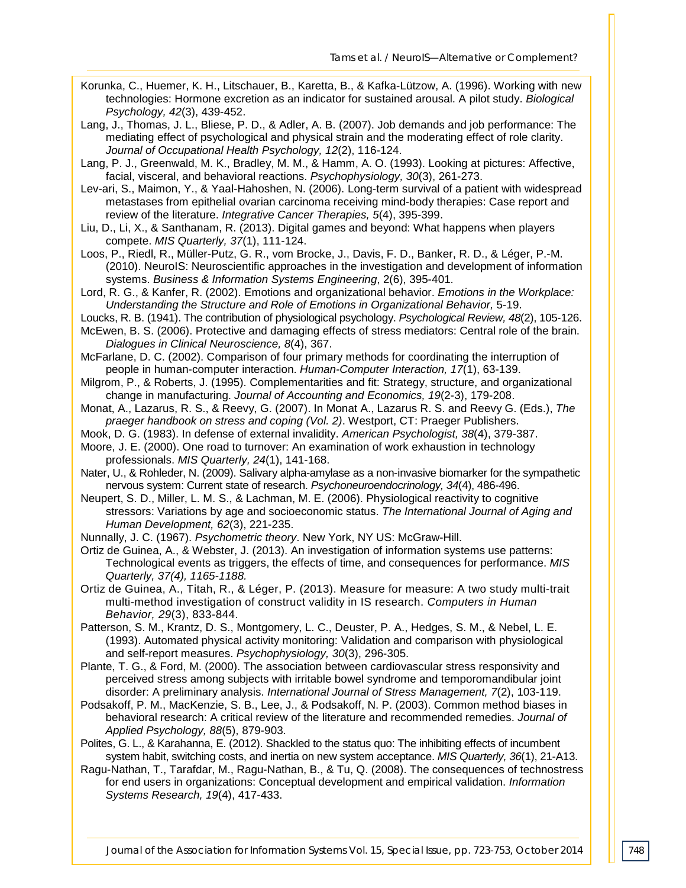Korunka, C., Huemer, K. H., Litschauer, B., Karetta, B., & Kafka-Lützow, A. (1996). Working with new technologies: Hormone excretion as an indicator for sustained arousal. A pilot study. *Biological Psychology, 42*(3), 439-452.

Lang, J., Thomas, J. L., Bliese, P. D., & Adler, A. B. (2007). Job demands and job performance: The mediating effect of psychological and physical strain and the moderating effect of role clarity. *Journal of Occupational Health Psychology, 12*(2), 116-124.

Lang, P. J., Greenwald, M. K., Bradley, M. M., & Hamm, A. O. (1993). Looking at pictures: Affective, facial, visceral, and behavioral reactions. *Psychophysiology, 30*(3), 261-273.

Lev-ari, S., Maimon, Y., & Yaal-Hahoshen, N. (2006). Long-term survival of a patient with widespread metastases from epithelial ovarian carcinoma receiving mind-body therapies: Case report and review of the literature. *Integrative Cancer Therapies, 5*(4), 395-399.

Liu, D., Li, X., & Santhanam, R. (2013). Digital games and beyond: What happens when players compete. *MIS Quarterly, 37*(1), 111-124.

Loos, P., Riedl, R., Müller-Putz, G. R., vom Brocke, J., Davis, F. D., Banker, R. D., & Léger, P.-M. (2010). NeuroIS: Neuroscientific approaches in the investigation and development of information systems. *Business & Information Systems Engineering*, 2(6), 395-401.

Lord, R. G., & Kanfer, R. (2002). Emotions and organizational behavior. *Emotions in the Workplace: Understanding the Structure and Role of Emotions in Organizational Behavior,* 5-19.

Loucks, R. B. (1941). The contribution of physiological psychology. *Psychological Review, 48*(2), 105-126.

McEwen, B. S. (2006). Protective and damaging effects of stress mediators: Central role of the brain. *Dialogues in Clinical Neuroscience, 8*(4), 367.

McFarlane, D. C. (2002). Comparison of four primary methods for coordinating the interruption of people in human-computer interaction. *Human-Computer Interaction, 17*(1), 63-139.

Milgrom, P., & Roberts, J. (1995). Complementarities and fit: Strategy, structure, and organizational change in manufacturing. *Journal of Accounting and Economics, 19*(2-3), 179-208.

Monat, A., Lazarus, R. S., & Reevy, G. (2007). In Monat A., Lazarus R. S. and Reevy G. (Eds.), *The praeger handbook on stress and coping (Vol. 2)*. Westport, CT: Praeger Publishers.

Mook, D. G. (1983). In defense of external invalidity. *American Psychologist, 38*(4), 379-387.

Moore, J. E. (2000). One road to turnover: An examination of work exhaustion in technology professionals. *MIS Quarterly, 24*(1), 141-168.

Nater, U., & Rohleder, N. (2009). Salivary alpha-amylase as a non-invasive biomarker for the sympathetic nervous system: Current state of research. *Psychoneuroendocrinology, 34*(4), 486-496.

Neupert, S. D., Miller, L. M. S., & Lachman, M. E. (2006). Physiological reactivity to cognitive stressors: Variations by age and socioeconomic status. *The International Journal of Aging and Human Development, 62*(3), 221-235.

Nunnally, J. C. (1967). *Psychometric theory*. New York, NY US: McGraw-Hill.

Ortiz de Guinea, A., & Webster, J. (2013). An investigation of information systems use patterns: Technological events as triggers, the effects of time, and consequences for performance. *MIS Quarterly, 37(4), 1165-1188.*

Ortiz de Guinea, A., Titah, R., & Léger, P. (2013). Measure for measure: A two study multi-trait multi-method investigation of construct validity in IS research. *Computers in Human Behavior, 29*(3), 833-844.

Patterson, S. M., Krantz, D. S., Montgomery, L. C., Deuster, P. A., Hedges, S. M., & Nebel, L. E. (1993). Automated physical activity monitoring: Validation and comparison with physiological and self-report measures. *Psychophysiology, 30*(3), 296-305.

Plante, T. G., & Ford, M. (2000). The association between cardiovascular stress responsivity and perceived stress among subjects with irritable bowel syndrome and temporomandibular joint disorder: A preliminary analysis. *International Journal of Stress Management, 7*(2), 103-119.

Podsakoff, P. M., MacKenzie, S. B., Lee, J., & Podsakoff, N. P. (2003). Common method biases in behavioral research: A critical review of the literature and recommended remedies. *Journal of Applied Psychology, 88*(5), 879-903.

Polites, G. L., & Karahanna, E. (2012). Shackled to the status quo: The inhibiting effects of incumbent system habit, switching costs, and inertia on new system acceptance. *MIS Quarterly, 36*(1), 21-A13.

Ragu-Nathan, T., Tarafdar, M., Ragu-Nathan, B., & Tu, Q. (2008). The consequences of technostress for end users in organizations: Conceptual development and empirical validation. *Information Systems Research, 19*(4), 417-433.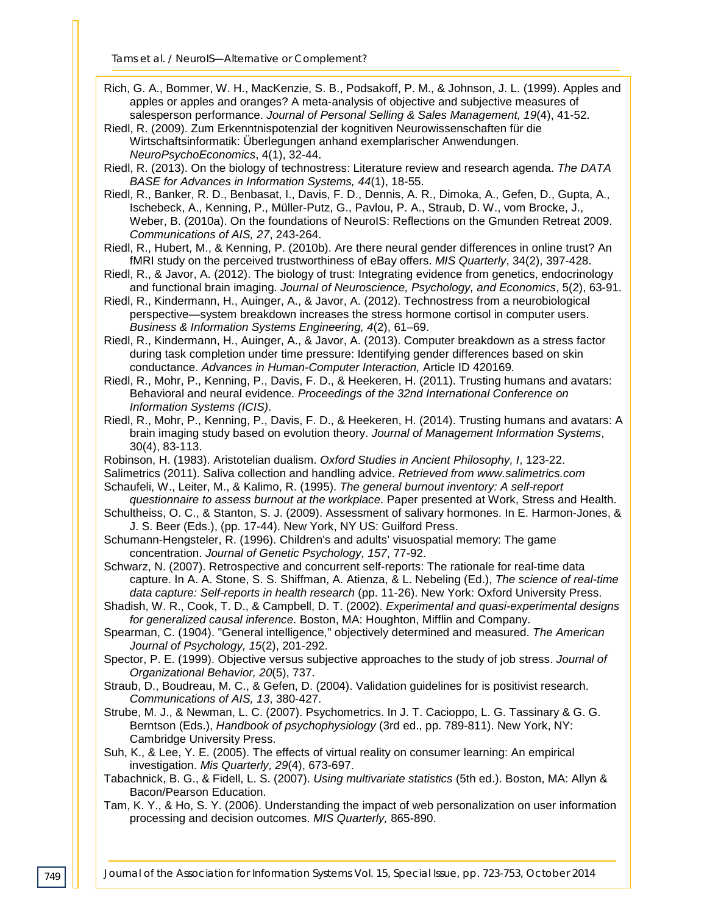Rich, G. A., Bommer, W. H., MacKenzie, S. B., Podsakoff, P. M., & Johnson, J. L. (1999). Apples and apples or apples and oranges? A meta-analysis of objective and subjective measures of salesperson performance. *Journal of Personal Selling & Sales Management, 19*(4), 41-52.

Riedl, R. (2009). Zum Erkenntnispotenzial der kognitiven Neurowissenschaften für die Wirtschaftsinformatik: Überlegungen anhand exemplarischer Anwendungen. *NeuroPsychoEconomics*, 4(1), 32-44.

Riedl, R. (2013). On the biology of technostress: Literature review and research agenda. *The DATA BASE for Advances in Information Systems, 44*(1), 18-55.

Riedl, R., Banker, R. D., Benbasat, I., Davis, F. D., Dennis, A. R., Dimoka, A., Gefen, D., Gupta, A., Ischebeck, A., Kenning, P., Müller-Putz, G., Pavlou, P. A., Straub, D. W., vom Brocke, J., Weber, B. (2010a). On the foundations of NeuroIS: Reflections on the Gmunden Retreat 2009. *Communications of AIS, 27*, 243-264.

Riedl, R., Hubert, M., & Kenning, P. (2010b). Are there neural gender differences in online trust? An fMRI study on the perceived trustworthiness of eBay offers. *MIS Quarterly*, 34(2), 397-428.

Riedl, R., & Javor, A. (2012). The biology of trust: Integrating evidence from genetics, endocrinology and functional brain imaging. *Journal of Neuroscience, Psychology, and Economics*, 5(2), 63-91.

Riedl, R., Kindermann, H., Auinger, A., & Javor, A. (2012). Technostress from a neurobiological perspective—system breakdown increases the stress hormone cortisol in computer users. *Business & Information Systems Engineering, 4*(2), 61–69.

Riedl, R., Kindermann, H., Auinger, A., & Javor, A. (2013). Computer breakdown as a stress factor during task completion under time pressure: Identifying gender differences based on skin conductance. *Advances in Human-Computer Interaction,* Article ID 420169*.*

Riedl, R., Mohr, P., Kenning, P., Davis, F. D., & Heekeren, H. (2011). Trusting humans and avatars: Behavioral and neural evidence. *Proceedings of the 32nd International Conference on Information Systems (ICIS)*.

Riedl, R., Mohr, P., Kenning, P., Davis, F. D., & Heekeren, H. (2014). Trusting humans and avatars: A brain imaging study based on evolution theory. *Journal of Management Information Systems*, 30(4), 83-113.

Robinson, H. (1983). Aristotelian dualism. *Oxford Studies in Ancient Philosophy, I*, 123-22.

Salimetrics (2011). Saliva collection and handling advice. *Retrieved from www.salimetrics.com*

Schaufeli, W., Leiter, M., & Kalimo, R. (1995). *The general burnout inventory: A self-report questionnaire to assess burnout at the workplace*. Paper presented at Work, Stress and Health.

Schultheiss, O. C., & Stanton, S. J. (2009). Assessment of salivary hormones. In E. Harmon-Jones, & J. S. Beer (Eds.), (pp. 17-44). New York, NY US: Guilford Press.

Schumann-Hengsteler, R. (1996). Children's and adults' visuospatial memory: The game concentration. *Journal of Genetic Psychology, 157*, 77-92.

Schwarz, N. (2007). Retrospective and concurrent self-reports: The rationale for real-time data capture. In A. A. Stone, S. S. Shiffman, A. Atienza, & L. Nebeling (Ed.), *The science of real-time data capture: Self-reports in health research* (pp. 11-26). New York: Oxford University Press.

Shadish, W. R., Cook, T. D., & Campbell, D. T. (2002). *Experimental and quasi-experimental designs for generalized causal inference*. Boston, MA: Houghton, Mifflin and Company.

Spearman, C. (1904). "General intelligence," objectively determined and measured. *The American Journal of Psychology, 15*(2), 201-292.

Spector, P. E. (1999). Objective versus subjective approaches to the study of job stress. *Journal of Organizational Behavior, 20*(5), 737.

Straub, D., Boudreau, M. C., & Gefen, D. (2004). Validation guidelines for is positivist research. *Communications of AIS, 13*, 380-427.

Strube, M. J., & Newman, L. C. (2007). Psychometrics. In J. T. Cacioppo, L. G. Tassinary & G. G. Berntson (Eds.), *Handbook of psychophysiology* (3rd ed., pp. 789-811). New York, NY: Cambridge University Press.

Suh, K., & Lee, Y. E. (2005). The effects of virtual reality on consumer learning: An empirical investigation. *Mis Quarterly*, *29*(4), 673-697.

Tabachnick, B. G., & Fidell, L. S. (2007). *Using multivariate statistics* (5th ed.). Boston, MA: Allyn & Bacon/Pearson Education.

Tam, K. Y., & Ho, S. Y. (2006). Understanding the impact of web personalization on user information processing and decision outcomes. *MIS Quarterly,* 865-890.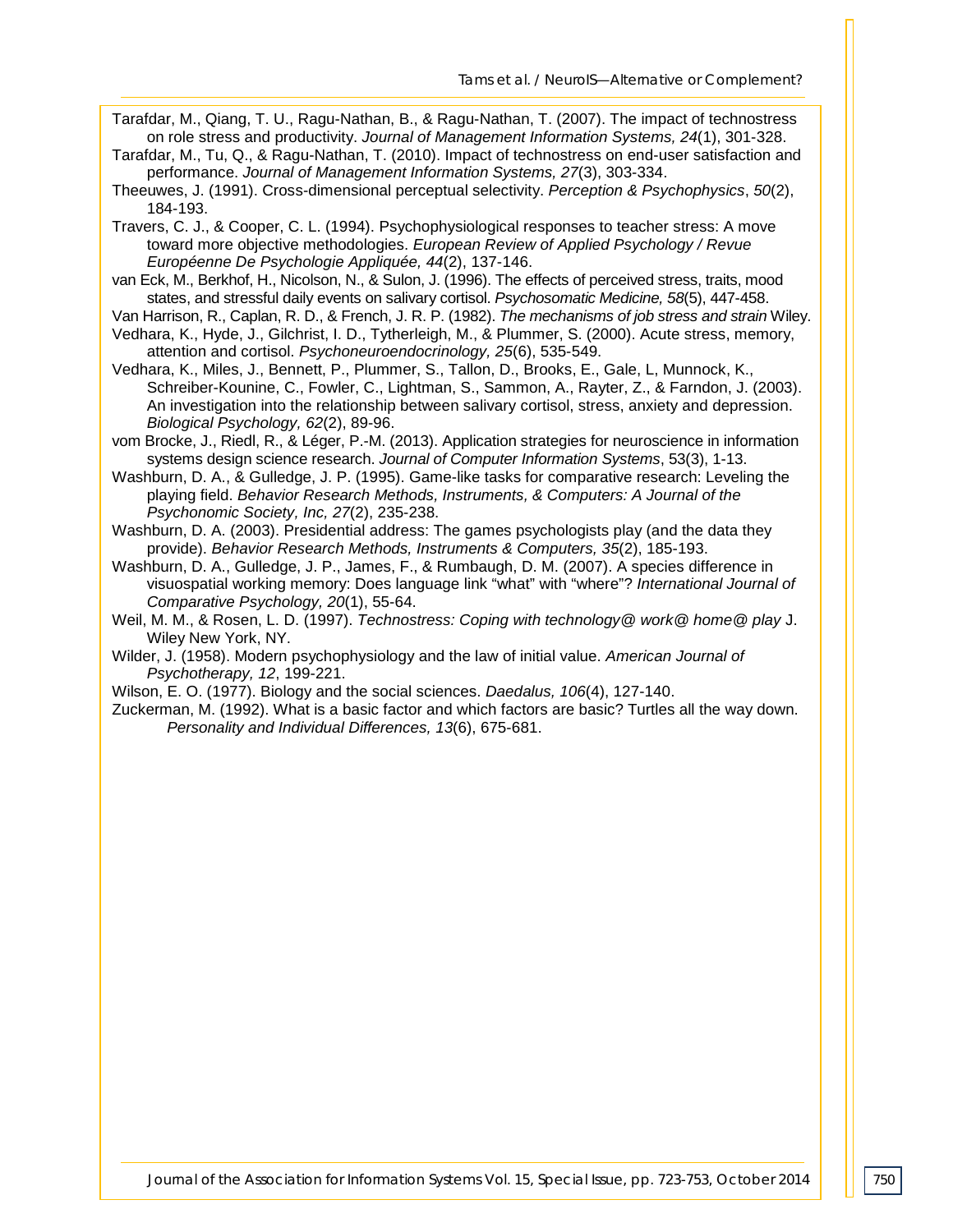Tarafdar, M., Qiang, T. U., Ragu-Nathan, B., & Ragu-Nathan, T. (2007). The impact of technostress on role stress and productivity. *Journal of Management Information Systems, 24*(1), 301-328.

Tarafdar, M., Tu, Q., & Ragu-Nathan, T. (2010). Impact of technostress on end-user satisfaction and performance. *Journal of Management Information Systems, 27*(3), 303-334.

Theeuwes, J. (1991). Cross-dimensional perceptual selectivity. *Perception & Psychophysics*, *50*(2), 184-193.

Travers, C. J., & Cooper, C. L. (1994). Psychophysiological responses to teacher stress: A move toward more objective methodologies. *European Review of Applied Psychology / Revue Européenne De Psychologie Appliquée, 44*(2), 137-146.

van Eck, M., Berkhof, H., Nicolson, N., & Sulon, J. (1996). The effects of perceived stress, traits, mood states, and stressful daily events on salivary cortisol. *Psychosomatic Medicine, 58*(5), 447-458.

Van Harrison, R., Caplan, R. D., & French, J. R. P. (1982). *The mechanisms of job stress and strain* Wiley.

Vedhara, K., Hyde, J., Gilchrist, I. D., Tytherleigh, M., & Plummer, S. (2000). Acute stress, memory, attention and cortisol. *Psychoneuroendocrinology, 25*(6), 535-549.

Vedhara, K., Miles, J., Bennett, P., Plummer, S., Tallon, D., Brooks, E., Gale, L, Munnock, K., Schreiber-Kounine, C., Fowler, C., Lightman, S., Sammon, A., Rayter, Z., & Farndon, J. (2003). An investigation into the relationship between salivary cortisol, stress, anxiety and depression. *Biological Psychology, 62*(2), 89-96.

vom Brocke, J., Riedl, R., & Léger, P.-M. (2013). Application strategies for neuroscience in information systems design science research. *Journal of Computer Information Systems*, 53(3), 1-13.

Washburn, D. A., & Gulledge, J. P. (1995). Game-like tasks for comparative research: Leveling the playing field. *Behavior Research Methods, Instruments, & Computers: A Journal of the Psychonomic Society, Inc, 27*(2), 235-238.

Washburn, D. A. (2003). Presidential address: The games psychologists play (and the data they provide). *Behavior Research Methods, Instruments & Computers, 35*(2), 185-193.

Washburn, D. A., Gulledge, J. P., James, F., & Rumbaugh, D. M. (2007). A species difference in visuospatial working memory: Does language link "what" with "where"? *International Journal of Comparative Psychology, 20*(1), 55-64.

Weil, M. M., & Rosen, L. D. (1997). *Technostress: Coping with technology@ work@ home@ play* J. Wiley New York, NY.

Wilder, J. (1958). Modern psychophysiology and the law of initial value. *American Journal of Psychotherapy, 12*, 199-221.

Wilson, E. O. (1977). Biology and the social sciences. *Daedalus, 106*(4), 127-140.

Zuckerman, M. (1992). What is a basic factor and which factors are basic? Turtles all the way down. *Personality and Individual Differences, 13*(6), 675-681.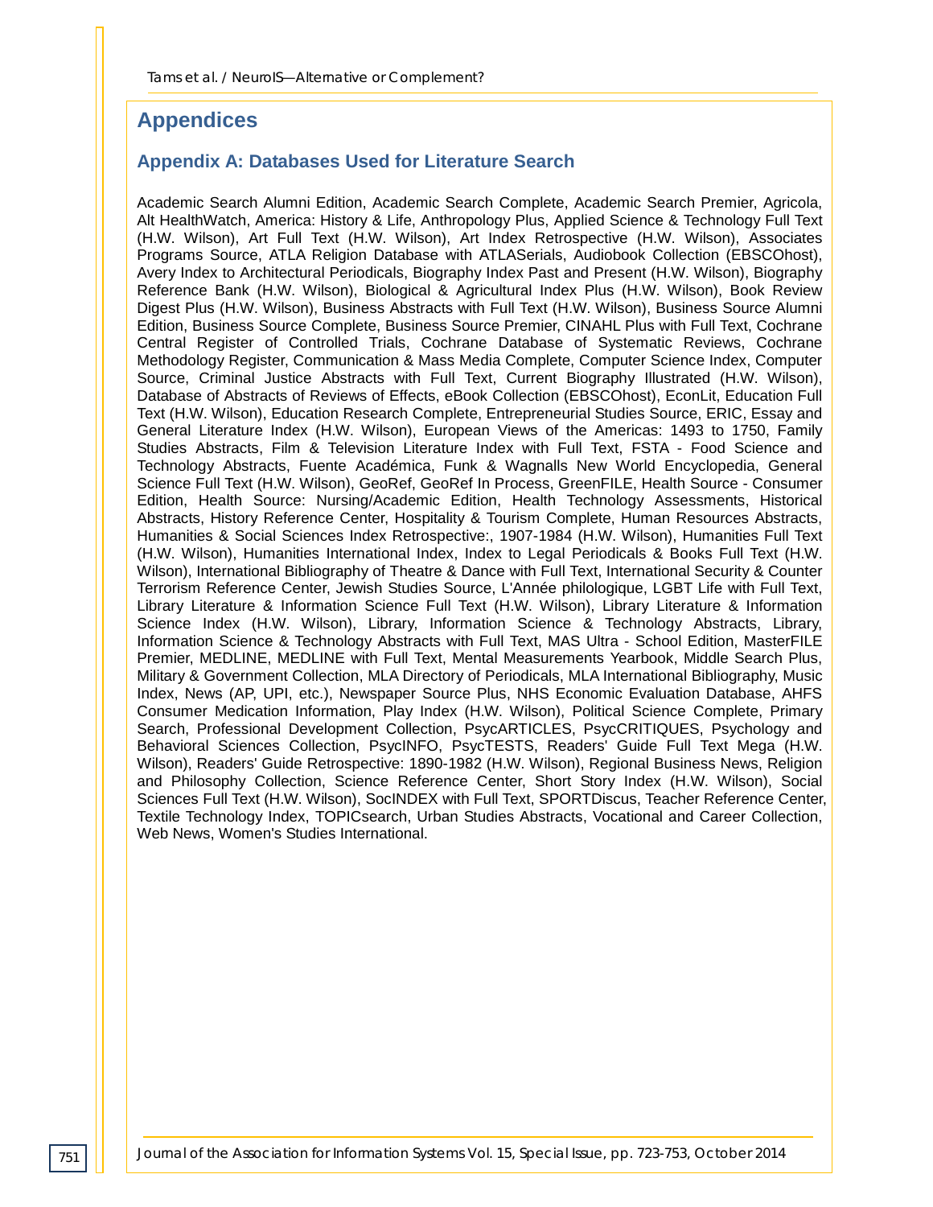# Appendices

## Appendix A: Databases Used for Literature Search

Academic Search Alumni Edition, Academic Search Complete, Academic Search Premier, Agricola, Alt HealthWatch, America: History & Life, Anthropology Plus, Applied Science & Technology Full Text (H.W. Wilson), Art Full Text (H.W. Wilson), Art Index Retrospective (H.W. Wilson), Associates Programs Source, ATLA Religion Database with ATLASerials, Audiobook Collection (EBSCOhost), Avery Index to Architectural Periodicals, Biography Index Past and Present (H.W. Wilson), Biography Reference Bank (H.W. Wilson), Biological & Agricultural Index Plus (H.W. Wilson), Book Review Digest Plus (H.W. Wilson), Business Abstracts with Full Text (H.W. Wilson), Business Source Alumni Edition, Business Source Complete, Business Source Premier, CINAHL Plus with Full Text, Cochrane Central Register of Controlled Trials, Cochrane Database of Systematic Reviews, Cochrane Methodology Register, Communication & Mass Media Complete, Computer Science Index, Computer Source, Criminal Justice Abstracts with Full Text, Current Biography Illustrated (H.W. Wilson), Database of Abstracts of Reviews of Effects, eBook Collection (EBSCOhost), EconLit, Education Full Text (H.W. Wilson), Education Research Complete, Entrepreneurial Studies Source, ERIC, Essay and General Literature Index (H.W. Wilson), European Views of the Americas: 1493 to 1750, Family Studies Abstracts, Film & Television Literature Index with Full Text, FSTA - Food Science and Technology Abstracts, Fuente Académica, Funk & Wagnalls New World Encyclopedia, General Science Full Text (H.W. Wilson), GeoRef, GeoRef In Process, GreenFILE, Health Source - Consumer Edition, Health Source: Nursing/Academic Edition, Health Technology Assessments, Historical Abstracts, History Reference Center, Hospitality & Tourism Complete, Human Resources Abstracts, Humanities & Social Sciences Index Retrospective:, 1907-1984 (H.W. Wilson), Humanities Full Text (H.W. Wilson), Humanities International Index, Index to Legal Periodicals & Books Full Text (H.W. Wilson), International Bibliography of Theatre & Dance with Full Text, International Security & Counter Terrorism Reference Center, Jewish Studies Source, L'Année philologique, LGBT Life with Full Text, Library Literature & Information Science Full Text (H.W. Wilson), Library Literature & Information Science Index (H.W. Wilson), Library, Information Science & Technology Abstracts, Library, Information Science & Technology Abstracts with Full Text, MAS Ultra - School Edition, MasterFILE Premier, MEDLINE, MEDLINE with Full Text, Mental Measurements Yearbook, Middle Search Plus, Military & Government Collection, MLA Directory of Periodicals, MLA International Bibliography, Music Index, News (AP, UPI, etc.), Newspaper Source Plus, NHS Economic Evaluation Database, AHFS Consumer Medication Information, Play Index (H.W. Wilson), Political Science Complete, Primary Search, Professional Development Collection, PsycARTICLES, PsycCRITIQUES, Psychology and Behavioral Sciences Collection, PsycINFO, PsycTESTS, Readers' Guide Full Text Mega (H.W. Wilson), Readers' Guide Retrospective: 1890-1982 (H.W. Wilson), Regional Business News, Religion and Philosophy Collection, Science Reference Center, Short Story Index (H.W. Wilson), Social Sciences Full Text (H.W. Wilson), SocINDEX with Full Text, SPORTDiscus, Teacher Reference Center, Textile Technology Index, TOPICsearch, Urban Studies Abstracts, Vocational and Career Collection, Web News, Women's Studies International.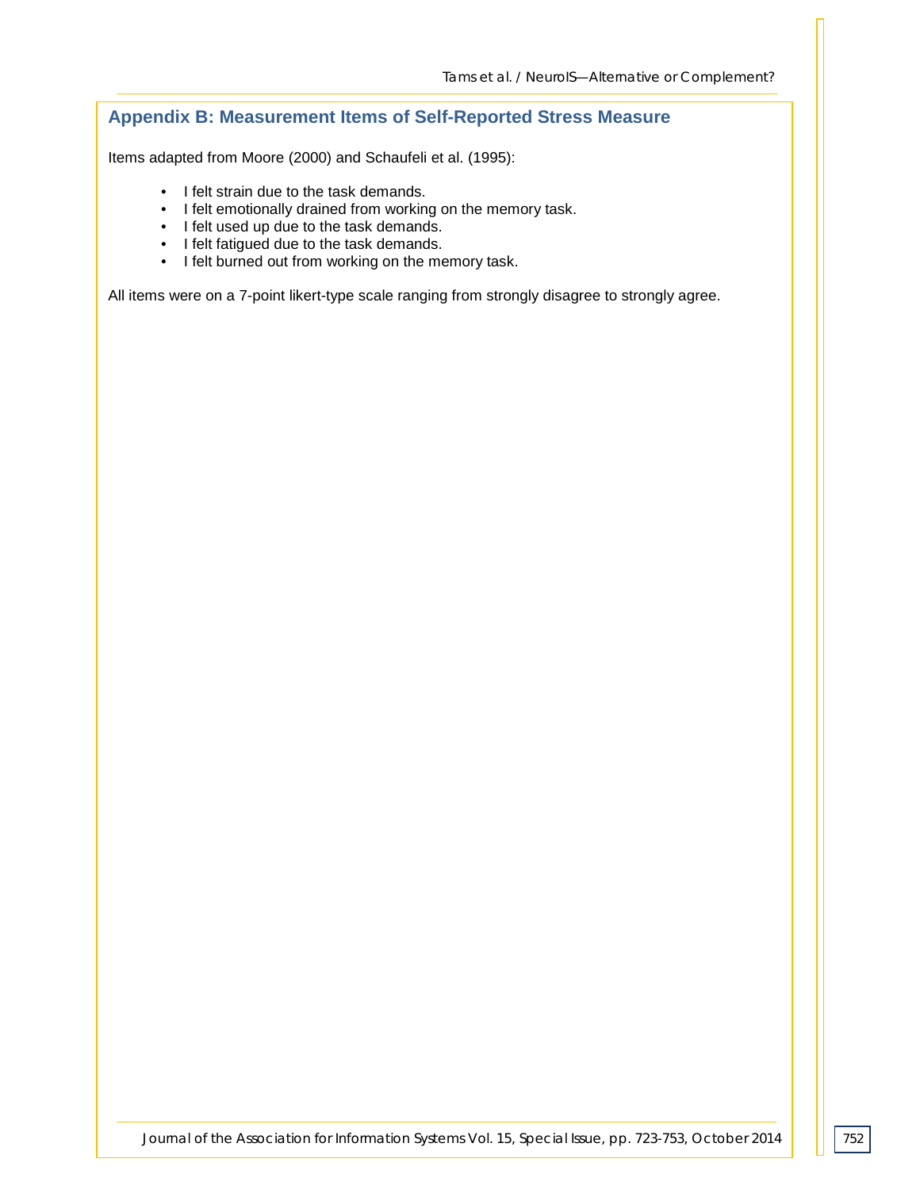## Appendix B: Measurement Items of Self-Reported Stress Measure

Items adapted from Moore (2000) and Schaufeli et al. (1995):

- I felt strain due to the task demands.
- I felt emotionally drained from working on the memory task.
- I felt used up due to the task demands.
- I felt fatigued due to the task demands.
- I felt burned out from working on the memory task.

All items were on a 7-point likert-type scale ranging from strongly disagree to strongly agree.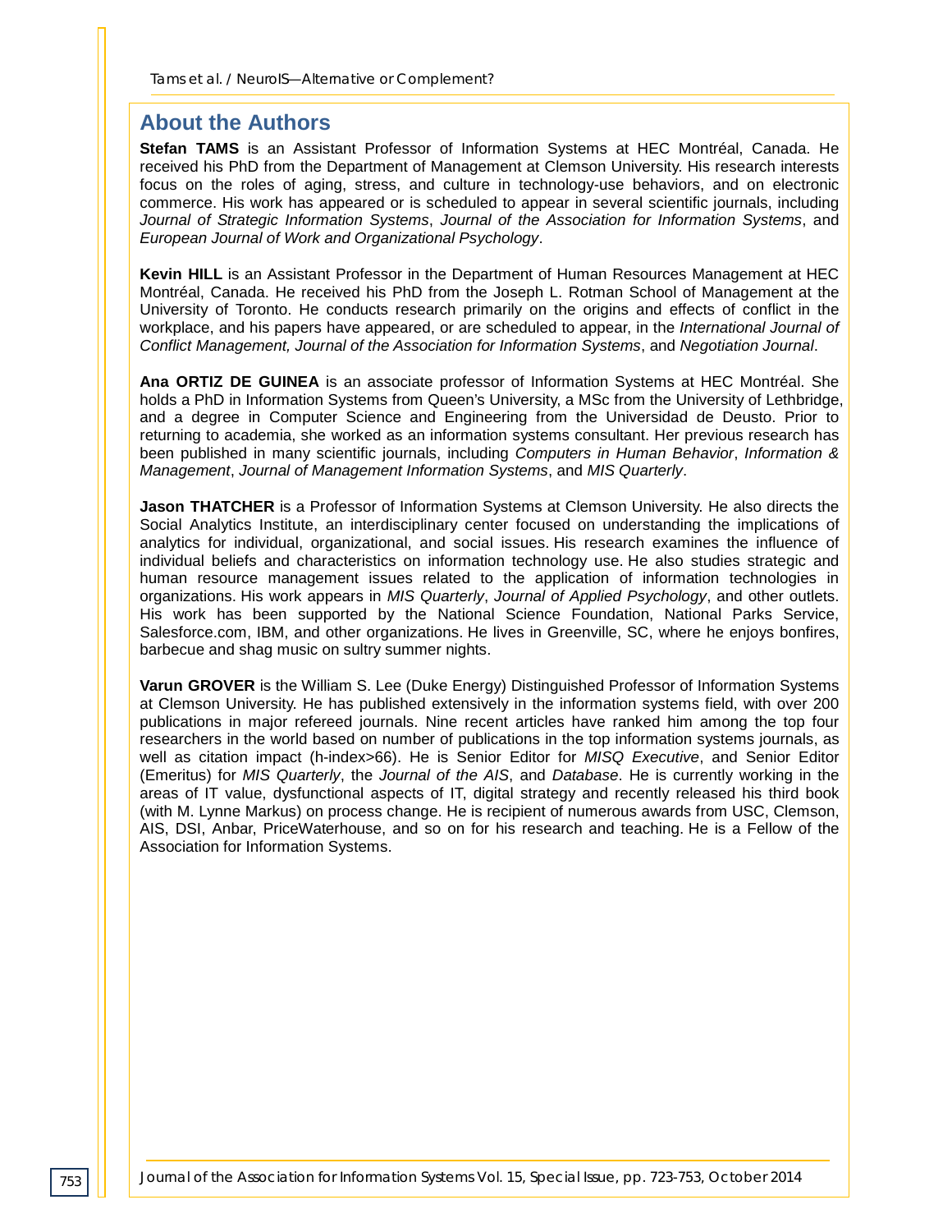## About the Authors

**Stefan TAMS** is an Assistant Professor of Information Systems at HEC Montréal, Canada. He received his PhD from the Department of Management at Clemson University. His research interests focus on the roles of aging, stress, and culture in technology-use behaviors, and on electronic commerce. His work has appeared or is scheduled to appear in several scientific journals, including *Journal of Strategic Information Systems*, *Journal of the Association for Information Systems*, and *European Journal of Work and Organizational Psychology*.

**Kevin HILL** is an Assistant Professor in the Department of Human Resources Management at HEC Montréal, Canada. He received his PhD from the Joseph L. Rotman School of Management at the University of Toronto. He conducts research primarily on the origins and effects of conflict in the workplace, and his papers have appeared, or are scheduled to appear, in the *International Journal of Conflict Management, Journal of the Association for Information Systems*, and *Negotiation Journal*.

**Ana ORTIZ DE GUINEA** is an associate professor of Information Systems at HEC Montréal. She holds a PhD in Information Systems from Queen's University, a MSc from the University of Lethbridge, and a degree in Computer Science and Engineering from the Universidad de Deusto. Prior to returning to academia, she worked as an information systems consultant. Her previous research has been published in many scientific journals, including *Computers in Human Behavior*, *Information & Management*, *Journal of Management Information Systems*, and *MIS Quarterly*.

**Jason THATCHER** is a Professor of Information Systems at Clemson University. He also directs the Social Analytics Institute, an interdisciplinary center focused on understanding the implications of analytics for individual, organizational, and social issues. His research examines the influence of individual beliefs and characteristics on information technology use. He also studies strategic and human resource management issues related to the application of information technologies in organizations. His work appears in *MIS Quarterly*, *Journal of Applied Psychology*, and other outlets. His work has been supported by the National Science Foundation, National Parks Service, Salesforce.com, IBM, and other organizations. He lives in Greenville, SC, where he enjoys bonfires, barbecue and shag music on sultry summer nights.

**Varun GROVER** is the William S. Lee (Duke Energy) Distinguished Professor of Information Systems at Clemson University. He has published extensively in the information systems field, with over 200 publications in major refereed journals. Nine recent articles have ranked him among the top four researchers in the world based on number of publications in the top information systems journals, as well as citation impact (h-index>66). He is Senior Editor for *MISQ Executive*, and Senior Editor (Emeritus) for *MIS Quarterly*, the *Journal of the AIS*, and *Database*. He is currently working in the areas of IT value, dysfunctional aspects of IT, digital strategy and recently released his third book (with M. Lynne Markus) on process change. He is recipient of numerous awards from USC, Clemson, AIS, DSI, Anbar, PriceWaterhouse, and so on for his research and teaching. He is a Fellow of the Association for Information Systems.